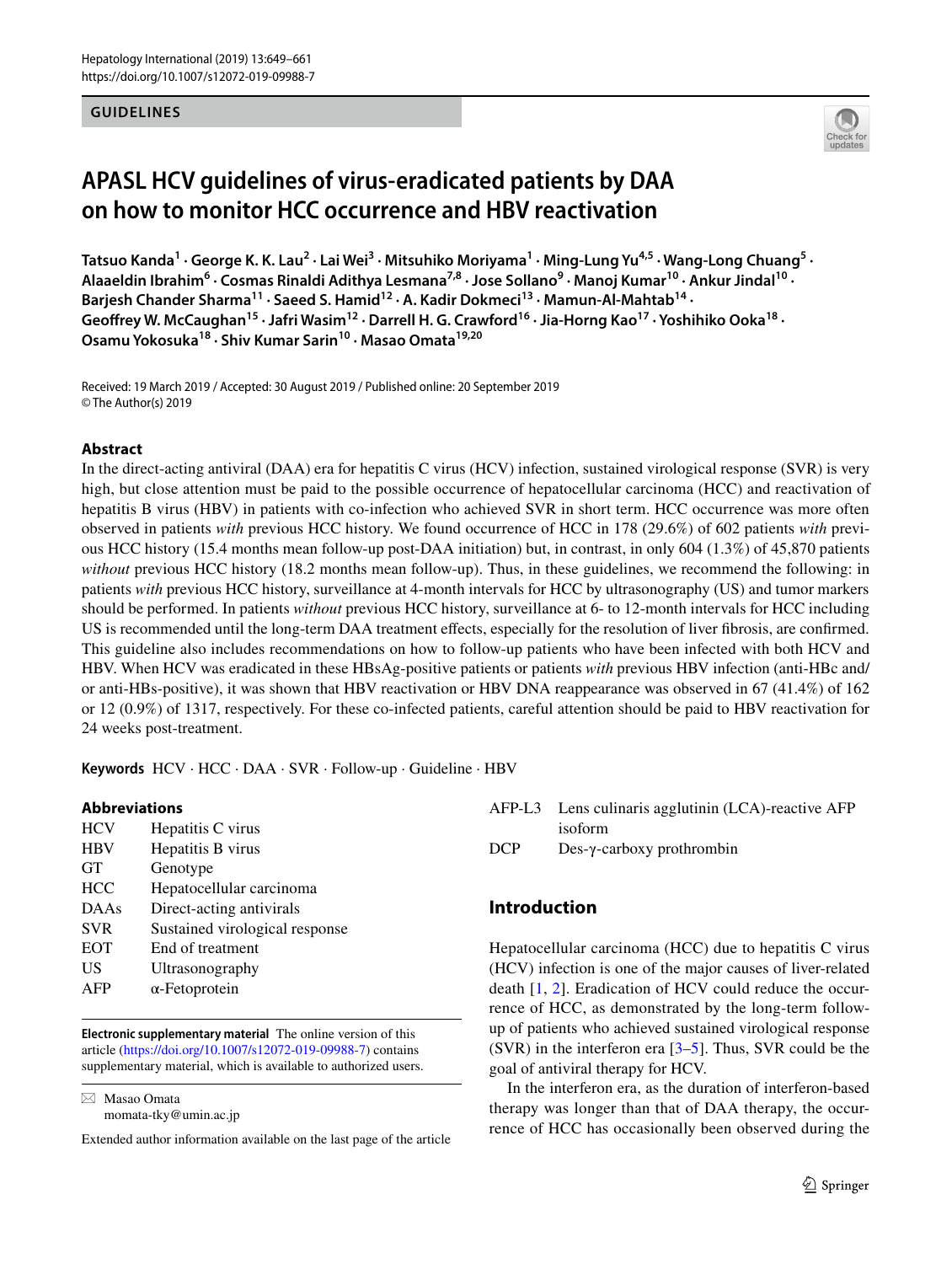GUIDELINES

# APSL HCV guidelines of virus-eradicated patients by DAA on how to monitor HCC occurrence and HBV reactivation

**Tatsuo Kanda[1] · George K. K. Lau[2] · Lai Wei[3] · Mitsuhiko Moriyama[1] · Ming-Lung Yu[4,5] · Wang-Long Chuang[5] · Alaaeldin Ibrahim[6] · Cosmas Rinaldi Adithya Lesmana[7,8] · Jose Sollano[9] · Manoj Kumar[10] · Ankur Jindal[10] · Barjesh Chander Sharma[11] · Saeed S. Hamid[12] · A. Kadir Dokmeci[13] · Mamun-Al-Mahtab[14] · Geoffrey W. McCaughan[15] · Jafri Wasim[12] · Darrell H. G. Crawford[16] · Jia-Horng Kao[17] · Yoshihiko Ooka[18] · Osamu Yokosuka[18] · Shiv Kumar Sarin[10] · Masao Omata[19,20]**

Received: 19 March 2019 / Accepted: 30 August 2019 / Published online: 20 September 2019
© The Author(s) 2019

## Abstract

In the direct-acting antiviral (DAA) era for hepatitis C virus (HCV) infection, sustained virological response (SVR) is very high, but close attention must be paid to the possible occurrence of hepatocellular carcinoma (HCC) and reactivation of hepatitis B virus (HBV) in patients with co-infection who achieved SVR in short term. HCC occurrence was more often observed in patients *with* previous HCC history. We found occurrence of HCC in 178 (29.6%) of 602 patients *with* previous HCC history (15.4 months mean follow-up post-DAA initiation) but, in contrast, in only 604 (1.3%) of 45,870 patients *without* previous HCC history (18.2 months mean follow-up). Thus, in these guidelines, we recommend the following: in patients *with* previous HCC history, surveillance at 4-month intervals for HCC by ultrasonography (US) and tumor markers should be performed. In patients *without* previous HCC history, surveillance at 6- to 12-month intervals for HCC including US is recommended until the long-term DAA treatment effects, especially for the resolution of liver fibrosis, are confirmed. This guideline also includes recommendations on how to follow-up patients who have been infected with both HCV and HBV. When HCV was eradicated in these HBsAg-positive patients or patients *with* previous HBV infection (anti-HBc and/or anti-HBs-positive), it was shown that HBV reactivation or HBV DNA reappearance was observed in 67 (41.4%) of 162 or 12 (0.9%) of 1317, respectively. For these co-infected patients, careful attention should be paid to HBV reactivation for 24 weeks post-treatment.

**Keywords** HCV · HCC · DAA · SVR · Follow-up · Guideline · HBV

## Abbreviations

| | |
|---|---|
| HCV | Hepatitis C virus |
| HBV | Hepatitis B virus |
| GT | Genotype |
| HCC | Hepatocellular carcinoma |
| DAAs | Direct-acting antivirals |
| SVR | Sustained virological response |
| EOT | End of treatment |
| US | Ultrasonography |
| AFP | α-Fetoprotein |
| AFP-L3 | Lens culinaris agglutinin (LCA)-reactive AFP isoform |
| DCP | Des-γ-carboxy prothrombin |

**Electronic supplementary material** The online version of this article (https://doi.org/10.1007/s12072-019-09988-7) contains supplementary material, which is available to authorized users.

✉ Masao Omata
momata-tky@umin.ac.jp

Extended author information available on the last page of the article

## Introduction

Hepatocellular carcinoma (HCC) due to hepatitis C virus (HCV) infection is one of the major causes of liver-related death [1, 2]. Eradication of HCV could reduce the occurrence of HCC, as demonstrated by the long-term follow-up of patients who achieved sustained virological response (SVR) in the interferon era [3–5]. Thus, SVR could be the goal of antiviral therapy for HCV.

In the interferon era, as the duration of interferon-based therapy was longer than that of DAA therapy, the occurrence of HCC has occasionally been observed during the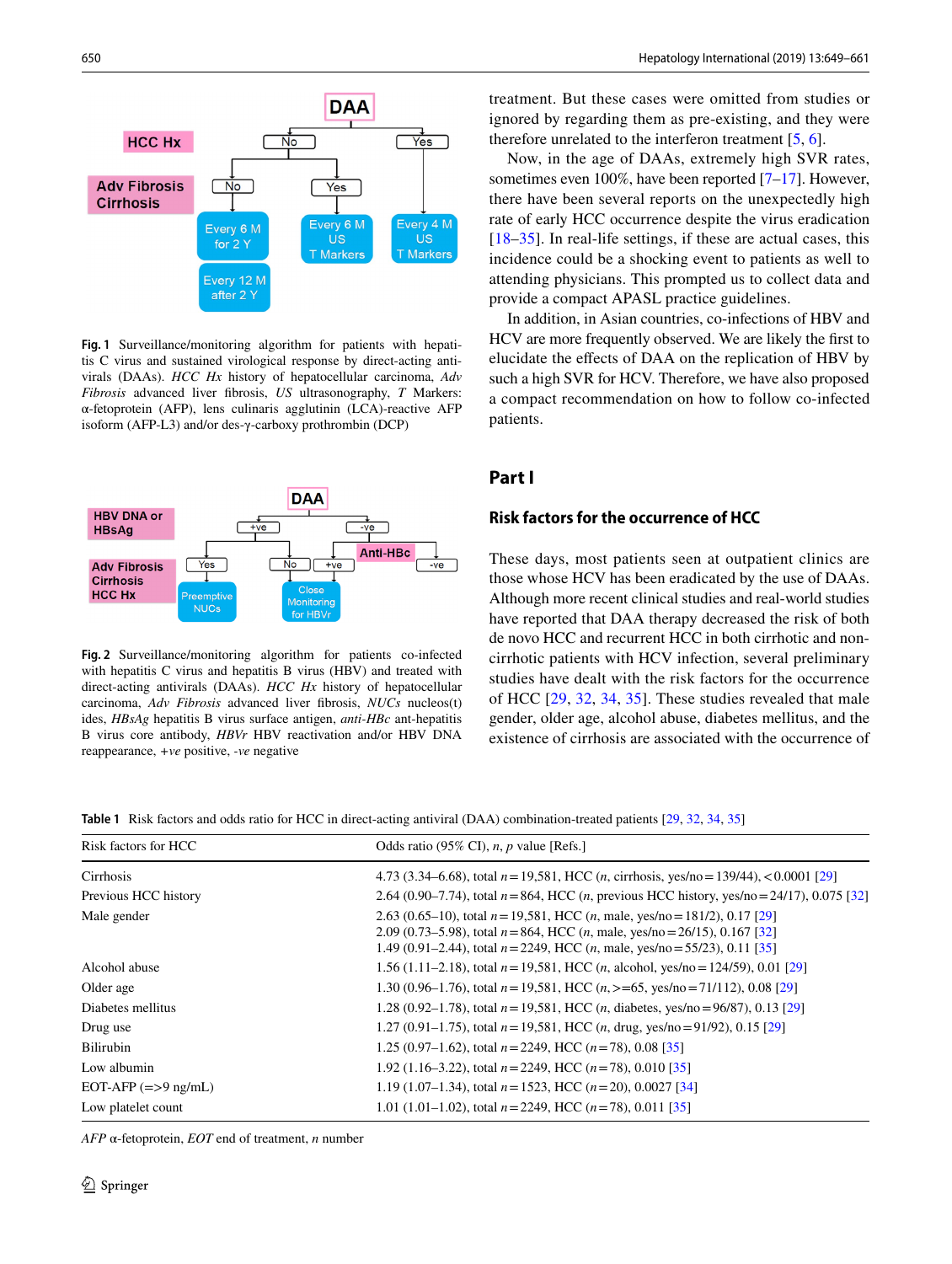**Fig. 1** Surveillance/monitoring algorithm for patients with hepatitis C virus and sustained virological response by direct-acting antivirals (DAAs). *HCC Hx* history of hepatocellular carcinoma, *Adv Fibrosis* advanced liver fibrosis, *US* ultrasonography, *T* Markers: α-fetoprotein (AFP), lens culinaris agglutinin (LCA)-reactive AFP isoform (AFP-L3) and/or des-γ-carboxy prothrombin (DCP)

**Fig. 2** Surveillance/monitoring algorithm for patients co-infected with hepatitis C virus and hepatitis B virus (HBV) and treated with direct-acting antivirals (DAAs). *HCC Hx* history of hepatocellular carcinoma, *Adv Fibrosis* advanced liver fibrosis, *NUCs* nucleos(t)ides, *HBsAg* hepatitis B virus surface antigen, *anti-HBc* ant-hepatitis B virus core antibody, *HBVr* HBV reactivation and/or HBV DNA reappearance, *+ve* positive, *-ve* negative

treatment. But these cases were omitted from studies or ignored by regarding them as pre-existing, and they were therefore unrelated to the interferon treatment [5, 6].

Now, in the age of DAAs, extremely high SVR rates, sometimes even 100%, have been reported [7–17]. However, there have been several reports on the unexpectedly high rate of early HCC occurrence despite the virus eradication [18–35]. In real-life settings, if these are actual cases, this incidence could be a shocking event to patients as well to attending physicians. This prompted us to collect data and provide a compact APASL practice guidelines.

In addition, in Asian countries, co-infections of HBV and HCV are more frequently observed. We are likely the first to elucidate the effects of DAA on the replication of HBV by such a high SVR for HCV. Therefore, we have also proposed a compact recommendation on how to follow co-infected patients.

# Part I

## Risk factors for the occurrence of HCC

These days, most patients seen at outpatient clinics are those whose HCV has been eradicated by the use of DAAs. Although more recent clinical studies and real-world studies have reported that DAA therapy decreased the risk of both de novo HCC and recurrent HCC in both cirrhotic and non-cirrhotic patients with HCV infection, several preliminary studies have dealt with the risk factors for the occurrence of HCC [29, 32, 34, 35]. These studies revealed that male gender, older age, alcohol abuse, diabetes mellitus, and the existence of cirrhosis are associated with the occurrence of

**Table 1** Risk factors and odds ratio for HCC in direct-acting antiviral (DAA) combination-treated patients [29, 32, 34, 35]

| Risk factors for HCC | Odds ratio (95% CI), *n*, *p* value [Refs.] |
|---|---|
| Cirrhosis | 4.73 (3.34–6.68), total $n=19{,}581$, HCC (*n*, cirrhosis, yes/no = 139/44), < 0.0001 [29] |
| Previous HCC history | 2.64 (0.90–7.74), total $n=864$, HCC (*n*, previous HCC history, yes/no = 24/17), 0.075 [32] |
| Male gender | 2.63 (0.65–10), total $n=19{,}581$, HCC (*n*, male, yes/no = 181/2), 0.17 [29]<br>2.09 (0.73–5.98), total $n=864$, HCC (*n*, male, yes/no = 26/15), 0.167 [32]<br>1.49 (0.91–2.44), total $n=2249$, HCC (*n*, male, yes/no = 55/23), 0.11 [35] |
| Alcohol abuse | 1.56 (1.11–2.18), total $n=19{,}581$, HCC (*n*, alcohol, yes/no = 124/59), 0.01 [29] |
| Older age | 1.30 (0.96–1.76), total $n=19{,}581$, HCC (*n*, >=65, yes/no = 71/112), 0.08 [29] |
| Diabetes mellitus | 1.28 (0.92–1.78), total $n=19{,}581$, HCC (*n*, diabetes, yes/no = 96/87), 0.13 [29] |
| Drug use | 1.27 (0.91–1.75), total $n=19{,}581$, HCC (*n*, drug, yes/no = 91/92), 0.15 [29] |
| Bilirubin | 1.25 (0.97–1.62), total $n=2249$, HCC ($n=78$), 0.08 [35] |
| Low albumin | 1.92 (1.16–3.22), total $n=2249$, HCC ($n=78$), 0.010 [35] |
| EOT-AFP (=>9 ng/mL) | 1.19 (1.07–1.34), total $n=1523$, HCC ($n=20$), 0.0027 [34] |
| Low platelet count | 1.01 (1.01–1.02), total $n=2249$, HCC ($n=78$), 0.011 [35] |

*AFP* α-fetoprotein, *EOT* end of treatment, *n* number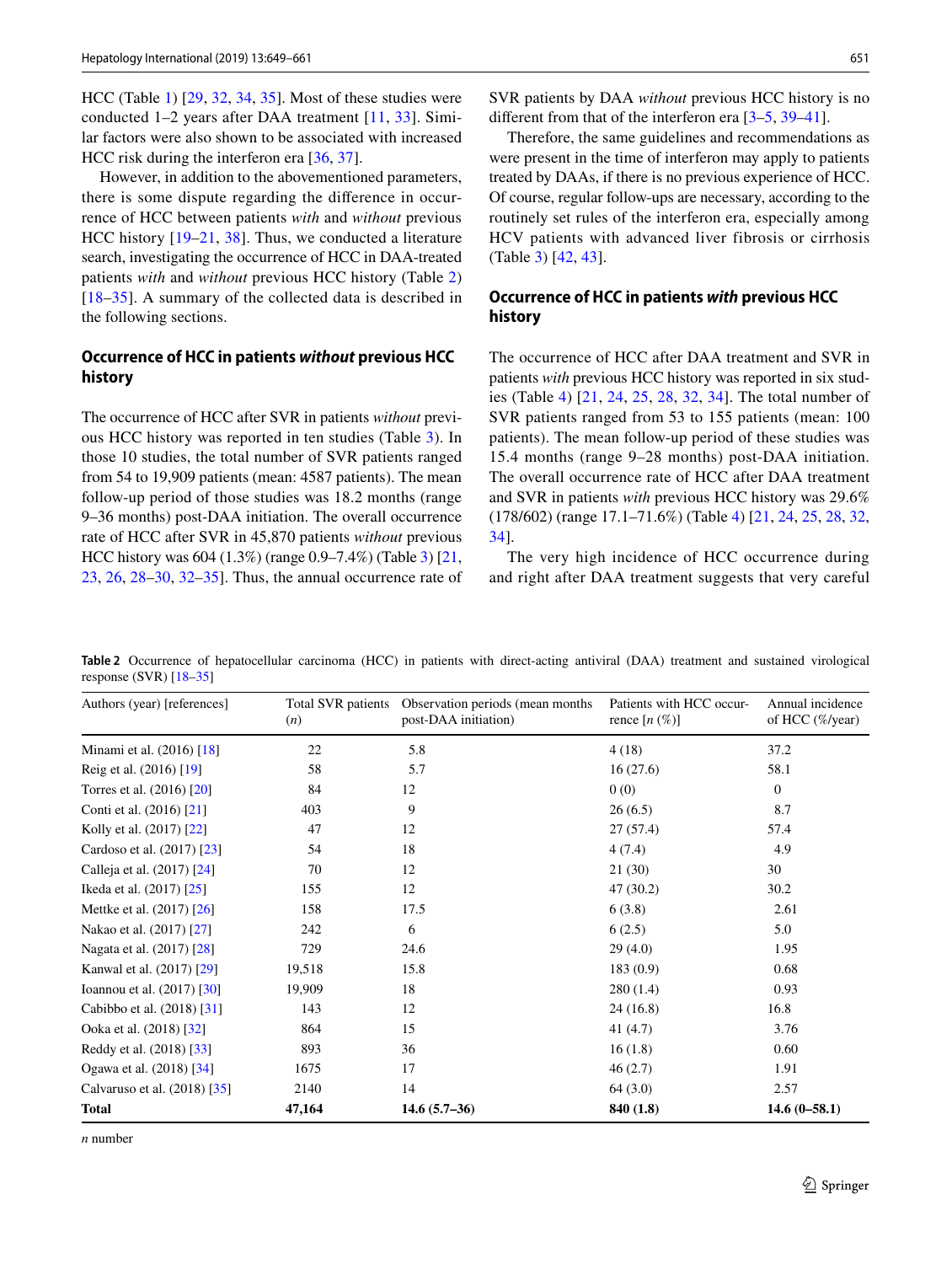HCC (Table 1) [29, 32, 34, 35]. Most of these studies were conducted 1–2 years after DAA treatment [11, 33]. Similar factors were also shown to be associated with increased HCC risk during the interferon era [36, 37].

However, in addition to the abovementioned parameters, there is some dispute regarding the difference in occurrence of HCC between patients *with* and *without* previous HCC history [19–21, 38]. Thus, we conducted a literature search, investigating the occurrence of HCC in DAA-treated patients *with* and *without* previous HCC history (Table 2) [18–35]. A summary of the collected data is described in the following sections.

### Occurrence of HCC in patients *without* previous HCC history

The occurrence of HCC after SVR in patients *without* previous HCC history was reported in ten studies (Table 3). In those 10 studies, the total number of SVR patients ranged from 54 to 19,909 patients (mean: 4587 patients). The mean follow-up period of those studies was 18.2 months (range 9–36 months) post-DAA initiation. The overall occurrence rate of HCC after SVR in 45,870 patients *without* previous HCC history was 604 (1.3%) (range 0.9–7.4%) (Table 3) [21, 23, 26, 28–30, 32–35]. Thus, the annual occurrence rate of SVR patients by DAA *without* previous HCC history is no different from that of the interferon era [3–5, 39–41].

Therefore, the same guidelines and recommendations as were present in the time of interferon may apply to patients treated by DAAs, if there is no previous experience of HCC. Of course, regular follow-ups are necessary, according to the routinely set rules of the interferon era, especially among HCV patients with advanced liver fibrosis or cirrhosis (Table 3) [42, 43].

### Occurrence of HCC in patients *with* previous HCC history

The occurrence of HCC after DAA treatment and SVR in patients *with* previous HCC history was reported in six studies (Table 4) [21, 24, 25, 28, 32, 34]. The total number of SVR patients ranged from 53 to 155 patients (mean: 100 patients). The mean follow-up period of these studies was 15.4 months (range 9–28 months) post-DAA initiation. The overall occurrence rate of HCC after DAA treatment and SVR in patients *with* previous HCC history was 29.6% (178/602) (range 17.1–71.6%) (Table 4) [21, 24, 25, 28, 32, 34].

The very high incidence of HCC occurrence during and right after DAA treatment suggests that very careful

**Table 2** Occurrence of hepatocellular carcinoma (HCC) in patients with direct-acting antiviral (DAA) treatment and sustained virological response (SVR) [18–35]

| Authors (year) [references] | Total SVR patients (*n*) | Observation periods (mean months post-DAA initiation) | Patients with HCC occurrence [*n* (%)] | Annual incidence of HCC (%/year) |
|---|---|---|---|---|
| Minami et al. (2016) [18] | 22 | 5.8 | 4 (18) | 37.2 |
| Reig et al. (2016) [19] | 58 | 5.7 | 16 (27.6) | 58.1 |
| Torres et al. (2016) [20] | 84 | 12 | 0 (0) | 0 |
| Conti et al. (2016) [21] | 403 | 9 | 26 (6.5) | 8.7 |
| Kolly et al. (2017) [22] | 47 | 12 | 27 (57.4) | 57.4 |
| Cardoso et al. (2017) [23] | 54 | 18 | 4 (7.4) | 4.9 |
| Calleja et al. (2017) [24] | 70 | 12 | 21 (30) | 30 |
| Ikeda et al. (2017) [25] | 155 | 12 | 47 (30.2) | 30.2 |
| Mettke et al. (2017) [26] | 158 | 17.5 | 6 (3.8) | 2.61 |
| Nakao et al. (2017) [27] | 242 | 6 | 6 (2.5) | 5.0 |
| Nagata et al. (2017) [28] | 729 | 24.6 | 29 (4.0) | 1.95 |
| Kanwal et al. (2017) [29] | 19,518 | 15.8 | 183 (0.9) | 0.68 |
| Ioannou et al. (2017) [30] | 19,909 | 18 | 280 (1.4) | 0.93 |
| Cabibbo et al. (2018) [31] | 143 | 12 | 24 (16.8) | 16.8 |
| Ooka et al. (2018) [32] | 864 | 15 | 41 (4.7) | 3.76 |
| Reddy et al. (2018) [33] | 893 | 36 | 16 (1.8) | 0.60 |
| Ogawa et al. (2018) [34] | 1675 | 17 | 46 (2.7) | 1.91 |
| Calvaruso et al. (2018) [35] | 2140 | 14 | 64 (3.0) | 2.57 |
| **Total** | **47,164** | **14.6 (5.7–36)** | **840 (1.8)** | **14.6 (0–58.1)** |

*n* number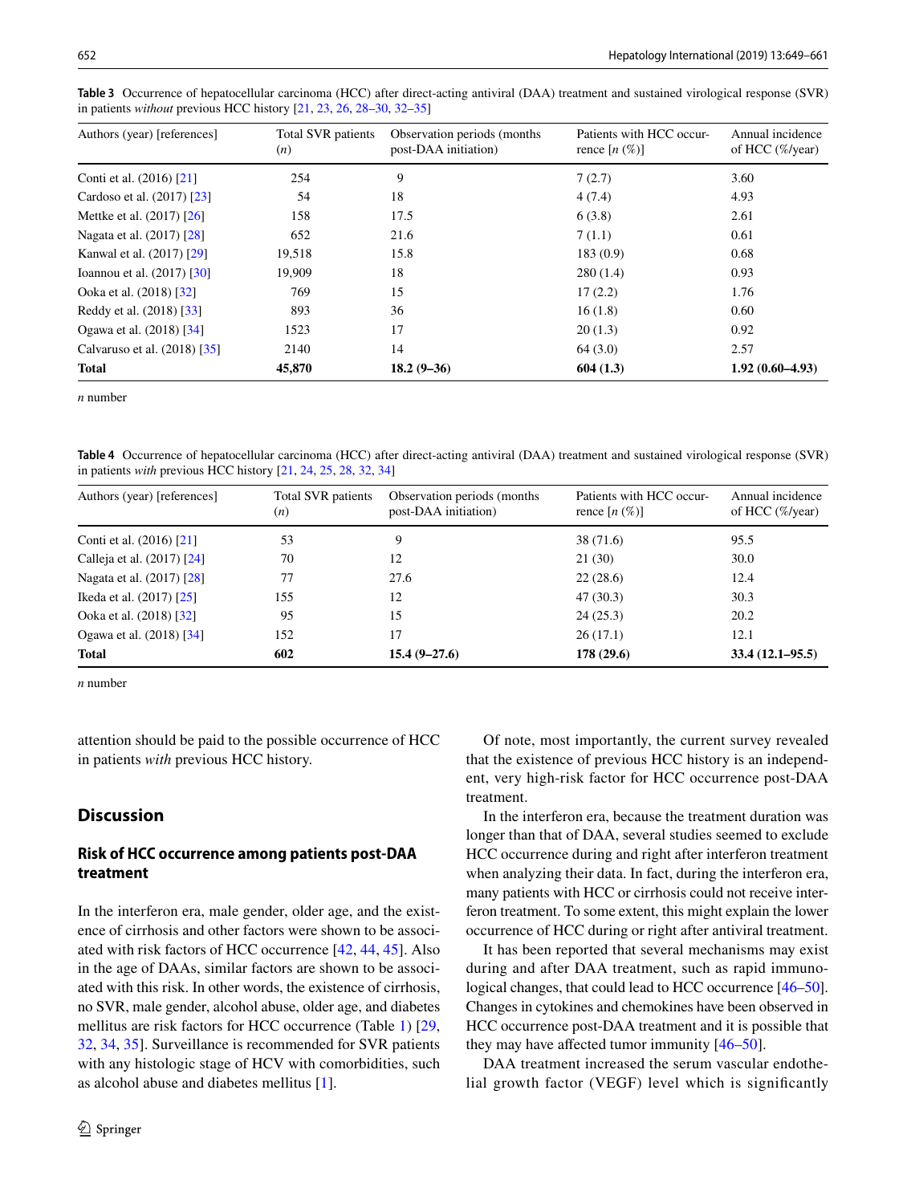**Table 3** Occurrence of hepatocellular carcinoma (HCC) after direct-acting antiviral (DAA) treatment and sustained virological response (SVR) in patients *without* previous HCC history [21, 23, 26, 28–30, 32–35]

| Authors (year) [references] | Total SVR patients (*n*) | Observation periods (months post-DAA initiation) | Patients with HCC occurrence [*n* (%)] | Annual incidence of HCC (%/year) |
|---|---|---|---|---|
| Conti et al. (2016) [21] | 254 | 9 | 7 (2.7) | 3.60 |
| Cardoso et al. (2017) [23] | 54 | 18 | 4 (7.4) | 4.93 |
| Mettke et al. (2017) [26] | 158 | 17.5 | 6 (3.8) | 2.61 |
| Nagata et al. (2017) [28] | 652 | 21.6 | 7 (1.1) | 0.61 |
| Kanwal et al. (2017) [29] | 19,518 | 15.8 | 183 (0.9) | 0.68 |
| Ioannou et al. (2017) [30] | 19,909 | 18 | 280 (1.4) | 0.93 |
| Ooka et al. (2018) [32] | 769 | 15 | 17 (2.2) | 1.76 |
| Reddy et al. (2018) [33] | 893 | 36 | 16 (1.8) | 0.60 |
| Ogawa et al. (2018) [34] | 1523 | 17 | 20 (1.3) | 0.92 |
| Calvaruso et al. (2018) [35] | 2140 | 14 | 64 (3.0) | 2.57 |
| **Total** | **45,870** | **18.2 (9–36)** | **604 (1.3)** | **1.92 (0.60–4.93)** |

*n* number

**Table 4** Occurrence of hepatocellular carcinoma (HCC) after direct-acting antiviral (DAA) treatment and sustained virological response (SVR) in patients *with* previous HCC history [21, 24, 25, 28, 32, 34]

| Authors (year) [references] | Total SVR patients (*n*) | Observation periods (months post-DAA initiation) | Patients with HCC occurrence [*n* (%)] | Annual incidence of HCC (%/year) |
|---|---|---|---|---|
| Conti et al. (2016) [21] | 53 | 9 | 38 (71.6) | 95.5 |
| Calleja et al. (2017) [24] | 70 | 12 | 21 (30) | 30.0 |
| Nagata et al. (2017) [28] | 77 | 27.6 | 22 (28.6) | 12.4 |
| Ikeda et al. (2017) [25] | 155 | 12 | 47 (30.3) | 30.3 |
| Ooka et al. (2018) [32] | 95 | 15 | 24 (25.3) | 20.2 |
| Ogawa et al. (2018) [34] | 152 | 17 | 26 (17.1) | 12.1 |
| **Total** | **602** | **15.4 (9–27.6)** | **178 (29.6)** | **33.4 (12.1–95.5)** |

*n* number

attention should be paid to the possible occurrence of HCC in patients *with* previous HCC history.

## Discussion

### Risk of HCC occurrence among patients post-DAA treatment

In the interferon era, male gender, older age, and the existence of cirrhosis and other factors were shown to be associated with risk factors of HCC occurrence [42, 44, 45]. Also in the age of DAAs, similar factors are shown to be associated with this risk. In other words, the existence of cirrhosis, no SVR, male gender, alcohol abuse, older age, and diabetes mellitus are risk factors for HCC occurrence (Table 1) [29, 32, 34, 35]. Surveillance is recommended for SVR patients with any histologic stage of HCV with comorbidities, such as alcohol abuse and diabetes mellitus [1].

Of note, most importantly, the current survey revealed that the existence of previous HCC history is an independent, very high-risk factor for HCC occurrence post-DAA treatment.

In the interferon era, because the treatment duration was longer than that of DAA, several studies seemed to exclude HCC occurrence during and right after interferon treatment when analyzing their data. In fact, during the interferon era, many patients with HCC or cirrhosis could not receive interferon treatment. To some extent, this might explain the lower occurrence of HCC during or right after antiviral treatment.

It has been reported that several mechanisms may exist during and after DAA treatment, such as rapid immunological changes, that could lead to HCC occurrence [46–50]. Changes in cytokines and chemokines have been observed in HCC occurrence post-DAA treatment and it is possible that they may have affected tumor immunity [46–50].

DAA treatment increased the serum vascular endothelial growth factor (VEGF) level which is significantly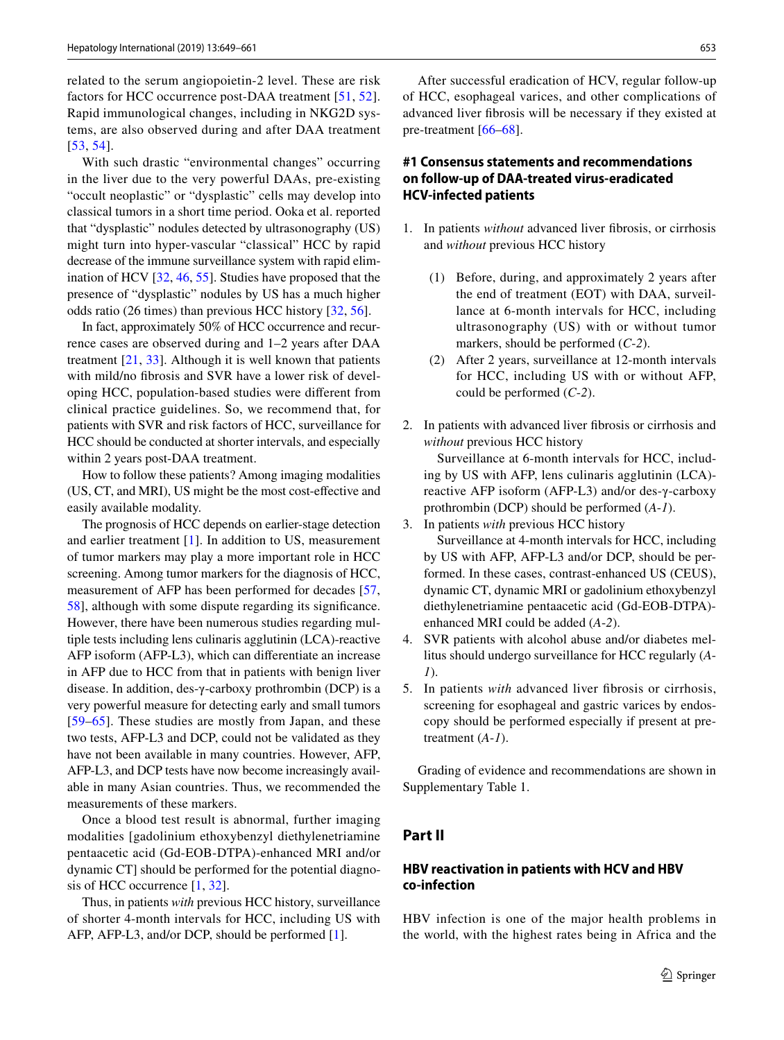related to the serum angiopoietin-2 level. These are risk factors for HCC occurrence post-DAA treatment [51, 52]. Rapid immunological changes, including in NKG2D systems, are also observed during and after DAA treatment [53, 54].

With such drastic "environmental changes" occurring in the liver due to the very powerful DAAs, pre-existing "occult neoplastic" or "dysplastic" cells may develop into classical tumors in a short time period. Ooka et al. reported that "dysplastic" nodules detected by ultrasonography (US) might turn into hyper-vascular "classical" HCC by rapid decrease of the immune surveillance system with rapid elimination of HCV [32, 46, 55]. Studies have proposed that the presence of "dysplastic" nodules by US has a much higher odds ratio (26 times) than previous HCC history [32, 56].

In fact, approximately 50% of HCC occurrence and recurrence cases are observed during and 1–2 years after DAA treatment [21, 33]. Although it is well known that patients with mild/no fibrosis and SVR have a lower risk of developing HCC, population-based studies were different from clinical practice guidelines. So, we recommend that, for patients with SVR and risk factors of HCC, surveillance for HCC should be conducted at shorter intervals, and especially within 2 years post-DAA treatment.

How to follow these patients? Among imaging modalities (US, CT, and MRI), US might be the most cost-effective and easily available modality.

The prognosis of HCC depends on earlier-stage detection and earlier treatment [1]. In addition to US, measurement of tumor markers may play a more important role in HCC screening. Among tumor markers for the diagnosis of HCC, measurement of AFP has been performed for decades [57, 58], although with some dispute regarding its significance. However, there have been numerous studies regarding multiple tests including lens culinaris agglutinin (LCA)-reactive AFP isoform (AFP-L3), which can differentiate an increase in AFP due to HCC from that in patients with benign liver disease. In addition, des-γ-carboxy prothrombin (DCP) is a very powerful measure for detecting early and small tumors [59–65]. These studies are mostly from Japan, and these two tests, AFP-L3 and DCP, could not be validated as they have not been available in many countries. However, AFP, AFP-L3, and DCP tests have now become increasingly available in many Asian countries. Thus, we recommended the measurements of these markers.

Once a blood test result is abnormal, further imaging modalities [gadolinium ethoxybenzyl diethylenetriamine pentaacetic acid (Gd-EOB-DTPA)-enhanced MRI and/or dynamic CT] should be performed for the potential diagnosis of HCC occurrence [1, 32].

Thus, in patients *with* previous HCC history, surveillance of shorter 4-month intervals for HCC, including US with AFP, AFP-L3, and/or DCP, should be performed [1].

After successful eradication of HCV, regular follow-up of HCC, esophageal varices, and other complications of advanced liver fibrosis will be necessary if they existed at pre-treatment [66–68].

### #1 Consensus statements and recommendations on follow-up of DAA-treated virus-eradicated HCV-infected patients

1. In patients *without* advanced liver fibrosis, or cirrhosis and *without* previous HCC history
   (1) Before, during, and approximately 2 years after the end of treatment (EOT) with DAA, surveillance at 6-month intervals for HCC, including ultrasonography (US) with or without tumor markers, should be performed (*C-2*).
   (2) After 2 years, surveillance at 12-month intervals for HCC, including US with or without AFP, could be performed (*C-2*).
2. In patients with advanced liver fibrosis or cirrhosis and *without* previous HCC history
   Surveillance at 6-month intervals for HCC, including by US with AFP, lens culinaris agglutinin (LCA)-reactive AFP isoform (AFP-L3) and/or des-γ-carboxy prothrombin (DCP) should be performed (*A-1*).
3. In patients *with* previous HCC history
   Surveillance at 4-month intervals for HCC, including by US with AFP, AFP-L3 and/or DCP, should be performed. In these cases, contrast-enhanced US (CEUS), dynamic CT, dynamic MRI or gadolinium ethoxybenzyl diethylenetriamine pentaacetic acid (Gd-EOB-DTPA)-enhanced MRI could be added (*A-2*).
4. SVR patients with alcohol abuse and/or diabetes mellitus should undergo surveillance for HCC regularly (*A-1*).
5. In patients *with* advanced liver fibrosis or cirrhosis, screening for esophageal and gastric varices by endoscopy should be performed especially if present at pre-treatment (*A-1*).

Grading of evidence and recommendations are shown in Supplementary Table 1.

## Part II

### HBV reactivation in patients with HCV and HBV co-infection

HBV infection is one of the major health problems in the world, with the highest rates being in Africa and the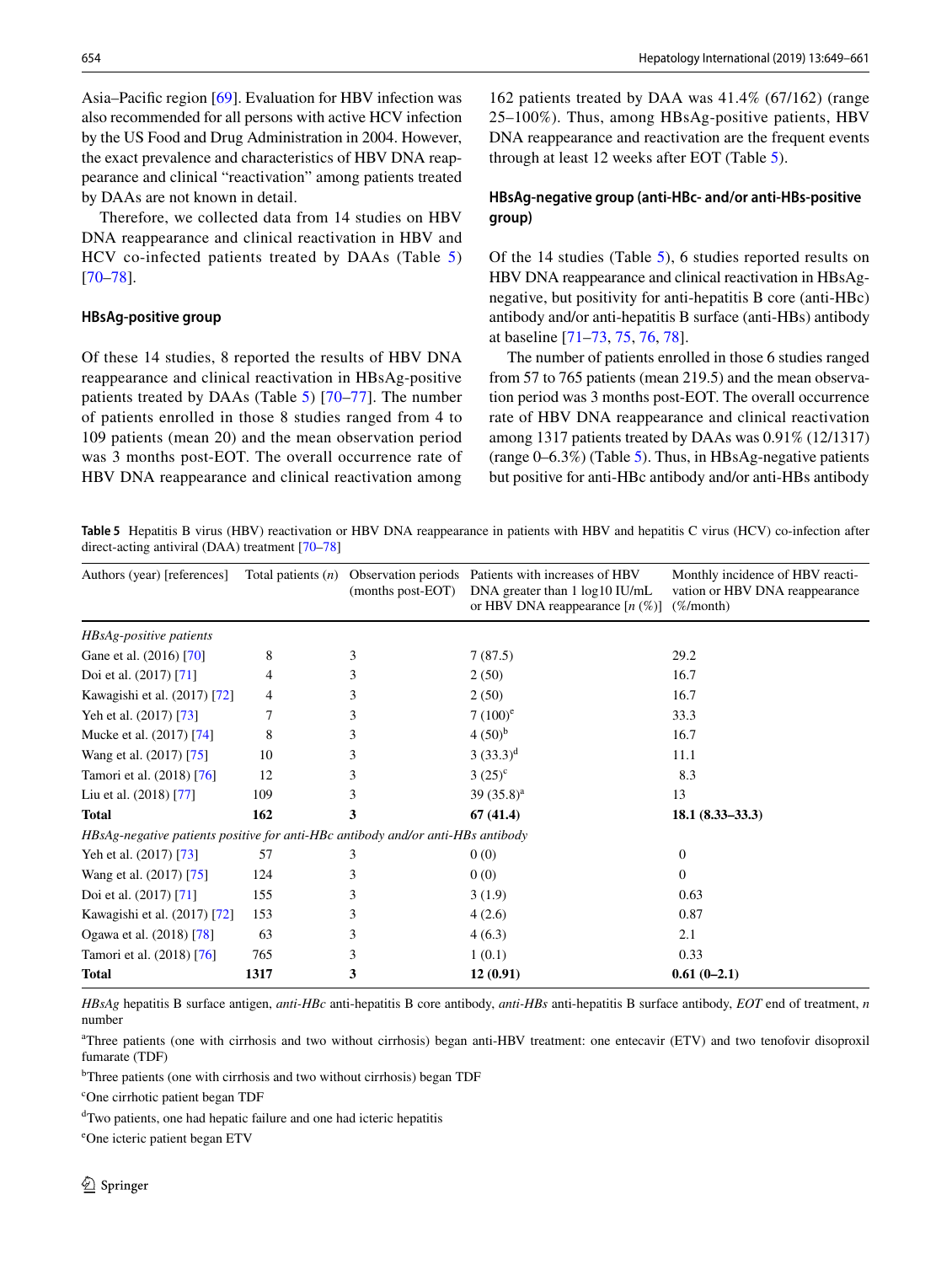Asia–Pacific region [69]. Evaluation for HBV infection was also recommended for all persons with active HCV infection by the US Food and Drug Administration in 2004. However, the exact prevalence and characteristics of HBV DNA reappearance and clinical "reactivation" among patients treated by DAAs are not known in detail.

Therefore, we collected data from 14 studies on HBV DNA reappearance and clinical reactivation in HBV and HCV co-infected patients treated by DAAs (Table 5) [70–78].

### HBsAg-positive group

Of these 14 studies, 8 reported the results of HBV DNA reappearance and clinical reactivation in HBsAg-positive patients treated by DAAs (Table 5) [70–77]. The number of patients enrolled in those 8 studies ranged from 4 to 109 patients (mean 20) and the mean observation period was 3 months post-EOT. The overall occurrence rate of HBV DNA reappearance and clinical reactivation among 162 patients treated by DAA was 41.4% (67/162) (range 25–100%). Thus, among HBsAg-positive patients, HBV DNA reappearance and reactivation are the frequent events through at least 12 weeks after EOT (Table 5).

### HBsAg-negative group (anti-HBc- and/or anti-HBs-positive group)

Of the 14 studies (Table 5), 6 studies reported results on HBV DNA reappearance and clinical reactivation in HBsAg-negative, but positivity for anti-hepatitis B core (anti-HBc) antibody and/or anti-hepatitis B surface (anti-HBs) antibody at baseline [71–73, 75, 76, 78].

The number of patients enrolled in those 6 studies ranged from 57 to 765 patients (mean 219.5) and the mean observation period was 3 months post-EOT. The overall occurrence rate of HBV DNA reappearance and clinical reactivation among 1317 patients treated by DAAs was 0.91% (12/1317) (range 0–6.3%) (Table 5). Thus, in HBsAg-negative patients but positive for anti-HBc antibody and/or anti-HBs antibody

**Table 5** Hepatitis B virus (HBV) reactivation or HBV DNA reappearance in patients with HBV and hepatitis C virus (HCV) co-infection after direct-acting antiviral (DAA) treatment [70–78]

| Authors (year) [references] | Total patients (*n*) | Observation periods (months post-EOT) | Patients with increases of HBV DNA greater than 1 log10 IU/mL or HBV DNA reappearance [*n* (%)] | Monthly incidence of HBV reactivation or HBV DNA reappearance (%/month) |
|---|---|---|---|---|
| *HBsAg-positive patients* | | | | |
| Gane et al. (2016) [70] | 8 | 3 | 7 (87.5) | 29.2 |
| Doi et al. (2017) [71] | 4 | 3 | 2 (50) | 16.7 |
| Kawagishi et al. (2017) [72] | 4 | 3 | 2 (50) | 16.7 |
| Yeh et al. (2017) [73] | 7 | 3 | 7 (100)[e] | 33.3 |
| Mucke et al. (2017) [74] | 8 | 3 | 4 (50)[b] | 16.7 |
| Wang et al. (2017) [75] | 10 | 3 | 3 (33.3)[d] | 11.1 |
| Tamori et al. (2018) [76] | 12 | 3 | 3 (25)[c] | 8.3 |
| Liu et al. (2018) [77] | 109 | 3 | 39 (35.8)[a] | 13 |
| **Total** | **162** | **3** | **67 (41.4)** | **18.1 (8.33–33.3)** |
| *HBsAg-negative patients positive for anti-HBc antibody and/or anti-HBs antibody* | | | | |
| Yeh et al. (2017) [73] | 57 | 3 | 0 (0) | 0 |
| Wang et al. (2017) [75] | 124 | 3 | 0 (0) | 0 |
| Doi et al. (2017) [71] | 155 | 3 | 3 (1.9) | 0.63 |
| Kawagishi et al. (2017) [72] | 153 | 3 | 4 (2.6) | 0.87 |
| Ogawa et al. (2018) [78] | 63 | 3 | 4 (6.3) | 2.1 |
| Tamori et al. (2018) [76] | 765 | 3 | 1 (0.1) | 0.33 |
| **Total** | **1317** | **3** | **12 (0.91)** | **0.61 (0–2.1)** |

*HBsAg* hepatitis B surface antigen, *anti-HBc* anti-hepatitis B core antibody, *anti-HBs* anti-hepatitis B surface antibody, *EOT* end of treatment, *n* number

[a]Three patients (one with cirrhosis and two without cirrhosis) began anti-HBV treatment: one entecavir (ETV) and two tenofovir disoproxil fumarate (TDF)

[b]Three patients (one with cirrhosis and two without cirrhosis) began TDF

[c]One cirrhotic patient began TDF

[d]Two patients, one had hepatic failure and one had icteric hepatitis

[e]One icteric patient began ETV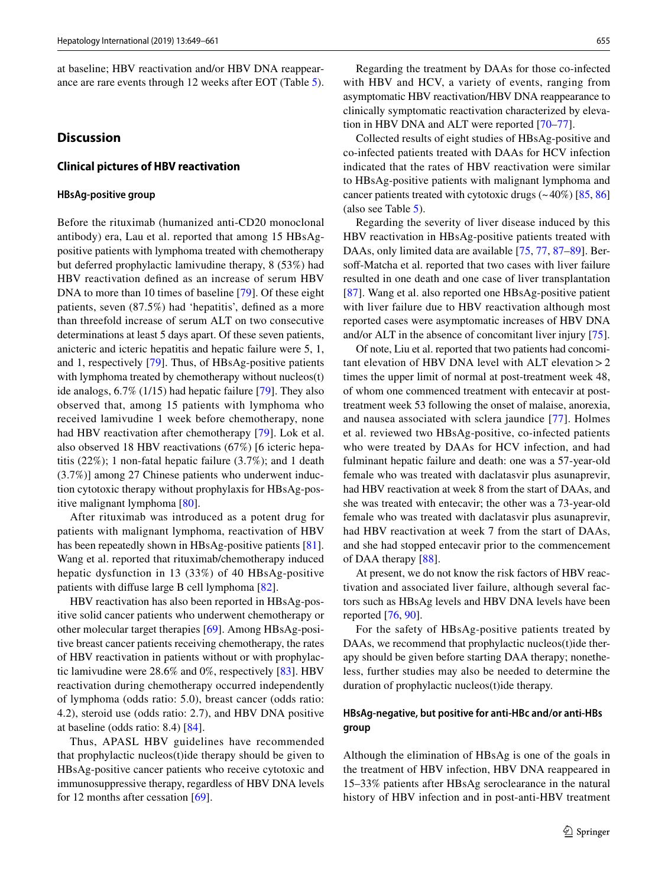at baseline; HBV reactivation and/or HBV DNA reappearance are rare events through 12 weeks after EOT (Table 5).

## Discussion

### Clinical pictures of HBV reactivation

#### HBsAg-positive group

Before the rituximab (humanized anti-CD20 monoclonal antibody) era, Lau et al. reported that among 15 HBsAg-positive patients with lymphoma treated with chemotherapy but deferred prophylactic lamivudine therapy, 8 (53%) had HBV reactivation defined as an increase of serum HBV DNA to more than 10 times of baseline [79]. Of these eight patients, seven (87.5%) had 'hepatitis', defined as a more than threefold increase of serum ALT on two consecutive determinations at least 5 days apart. Of these seven patients, anicteric and icteric hepatitis and hepatic failure were 5, 1, and 1, respectively [79]. Thus, of HBsAg-positive patients with lymphoma treated by chemotherapy without nucleos(t)ide analogs, 6.7% (1/15) had hepatic failure [79]. They also observed that, among 15 patients with lymphoma who received lamivudine 1 week before chemotherapy, none had HBV reactivation after chemotherapy [79]. Lok et al. also observed 18 HBV reactivations (67%) [6 icteric hepatitis (22%); 1 non-fatal hepatic failure (3.7%); and 1 death (3.7%)] among 27 Chinese patients who underwent induction cytotoxic therapy without prophylaxis for HBsAg-positive malignant lymphoma [80].

After rituximab was introduced as a potent drug for patients with malignant lymphoma, reactivation of HBV has been repeatedly shown in HBsAg-positive patients [81]. Wang et al. reported that rituximab/chemotherapy induced hepatic dysfunction in 13 (33%) of 40 HBsAg-positive patients with diffuse large B cell lymphoma [82].

HBV reactivation has also been reported in HBsAg-positive solid cancer patients who underwent chemotherapy or other molecular target therapies [69]. Among HBsAg-positive breast cancer patients receiving chemotherapy, the rates of HBV reactivation in patients without or with prophylactic lamivudine were 28.6% and 0%, respectively [83]. HBV reactivation during chemotherapy occurred independently of lymphoma (odds ratio: 5.0), breast cancer (odds ratio: 4.2), steroid use (odds ratio: 2.7), and HBV DNA positive at baseline (odds ratio: 8.4) [84].

Thus, APASL HBV guidelines have recommended that prophylactic nucleos(t)ide therapy should be given to HBsAg-positive cancer patients who receive cytotoxic and immunosuppressive therapy, regardless of HBV DNA levels for 12 months after cessation [69].

Regarding the treatment by DAAs for those co-infected with HBV and HCV, a variety of events, ranging from asymptomatic HBV reactivation/HBV DNA reappearance to clinically symptomatic reactivation characterized by elevation in HBV DNA and ALT were reported [70–77].

Collected results of eight studies of HBsAg-positive and co-infected patients treated with DAAs for HCV infection indicated that the rates of HBV reactivation were similar to HBsAg-positive patients with malignant lymphoma and cancer patients treated with cytotoxic drugs (~40%) [85, 86] (also see Table 5).

Regarding the severity of liver disease induced by this HBV reactivation in HBsAg-positive patients treated with DAAs, only limited data are available [75, 77, 87–89]. Bersoff-Matcha et al. reported that two cases with liver failure resulted in one death and one case of liver transplantation [87]. Wang et al. also reported one HBsAg-positive patient with liver failure due to HBV reactivation although most reported cases were asymptomatic increases of HBV DNA and/or ALT in the absence of concomitant liver injury [75].

Of note, Liu et al. reported that two patients had concomitant elevation of HBV DNA level with ALT elevation > 2 times the upper limit of normal at post-treatment week 48, of whom one commenced treatment with entecavir at post-treatment week 53 following the onset of malaise, anorexia, and nausea associated with sclera jaundice [77]. Holmes et al. reviewed two HBsAg-positive, co-infected patients who were treated by DAAs for HCV infection, and had fulminant hepatic failure and death: one was a 57-year-old female who was treated with daclatasvir plus asunaprevir, had HBV reactivation at week 8 from the start of DAAs, and she was treated with entecavir; the other was a 73-year-old female who was treated with daclatasvir plus asunaprevir, had HBV reactivation at week 7 from the start of DAAs, and she had stopped entecavir prior to the commencement of DAA therapy [88].

At present, we do not know the risk factors of HBV reactivation and associated liver failure, although several factors such as HBsAg levels and HBV DNA levels have been reported [76, 90].

For the safety of HBsAg-positive patients treated by DAAs, we recommend that prophylactic nucleos(t)ide therapy should be given before starting DAA therapy; nonetheless, further studies may also be needed to determine the duration of prophylactic nucleos(t)ide therapy.

#### HBsAg-negative, but positive for anti-HBc and/or anti-HBs group

Although the elimination of HBsAg is one of the goals in the treatment of HBV infection, HBV DNA reappeared in 15–33% patients after HBsAg seroclearance in the natural history of HBV infection and in post-anti-HBV treatment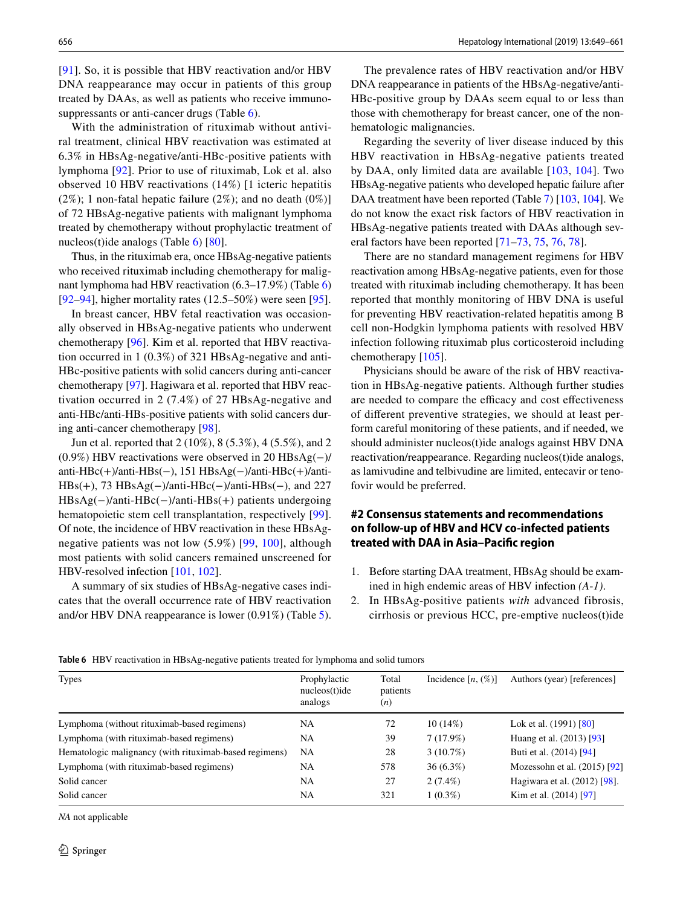[91]. So, it is possible that HBV reactivation and/or HBV DNA reappearance may occur in patients of this group treated by DAAs, as well as patients who receive immunosuppressants or anti-cancer drugs (Table 6).

With the administration of rituximab without antiviral treatment, clinical HBV reactivation was estimated at 6.3% in HBsAg-negative/anti-HBc-positive patients with lymphoma [92]. Prior to use of rituximab, Lok et al. also observed 10 HBV reactivations (14%) [1 icteric hepatitis (2%); 1 non-fatal hepatic failure (2%); and no death (0%)] of 72 HBsAg-negative patients with malignant lymphoma treated by chemotherapy without prophylactic treatment of nucleos(t)ide analogs (Table 6) [80].

Thus, in the rituximab era, once HBsAg-negative patients who received rituximab including chemotherapy for malignant lymphoma had HBV reactivation (6.3–17.9%) (Table 6) [92–94], higher mortality rates (12.5–50%) were seen [95].

In breast cancer, HBV fetal reactivation was occasionally observed in HBsAg-negative patients who underwent chemotherapy [96]. Kim et al. reported that HBV reactivation occurred in 1 (0.3%) of 321 HBsAg-negative and anti-HBc-positive patients with solid cancers during anti-cancer chemotherapy [97]. Hagiwara et al. reported that HBV reactivation occurred in 2 (7.4%) of 27 HBsAg-negative and anti-HBc/anti-HBs-positive patients with solid cancers during anti-cancer chemotherapy [98].

Jun et al. reported that 2 (10%), 8 (5.3%), 4 (5.5%), and 2 (0.9%) HBV reactivations were observed in 20 HBsAg(−)/anti-HBc(+)/anti-HBs(−), 151 HBsAg(−)/anti-HBc(+)/anti-HBs(+), 73 HBsAg(−)/anti-HBc(−)/anti-HBs(−), and 227 HBsAg(−)/anti-HBc(−)/anti-HBs(+) patients undergoing hematopoietic stem cell transplantation, respectively [99]. Of note, the incidence of HBV reactivation in these HBsAg-negative patients was not low (5.9%) [99, 100], although most patients with solid cancers remained unscreened for HBV-resolved infection [101, 102].

A summary of six studies of HBsAg-negative cases indicates that the overall occurrence rate of HBV reactivation and/or HBV DNA reappearance is lower (0.91%) (Table 5).

The prevalence rates of HBV reactivation and/or HBV DNA reappearance in patients of the HBsAg-negative/anti-HBc-positive group by DAAs seem equal to or less than those with chemotherapy for breast cancer, one of the non-hematologic malignancies.

Regarding the severity of liver disease induced by this HBV reactivation in HBsAg-negative patients treated by DAA, only limited data are available [103, 104]. Two HBsAg-negative patients who developed hepatic failure after DAA treatment have been reported (Table 7) [103, 104]. We do not know the exact risk factors of HBV reactivation in HBsAg-negative patients treated with DAAs although several factors have been reported [71–73, 75, 76, 78].

There are no standard management regimens for HBV reactivation among HBsAg-negative patients, even for those treated with rituximab including chemotherapy. It has been reported that monthly monitoring of HBV DNA is useful for preventing HBV reactivation-related hepatitis among B cell non-Hodgkin lymphoma patients with resolved HBV infection following rituximab plus corticosteroid including chemotherapy [105].

Physicians should be aware of the risk of HBV reactivation in HBsAg-negative patients. Although further studies are needed to compare the efficacy and cost effectiveness of different preventive strategies, we should at least perform careful monitoring of these patients, and if needed, we should administer nucleos(t)ide analogs against HBV DNA reactivation/reappearance. Regarding nucleos(t)ide analogs, as lamivudine and telbivudine are limited, entecavir or tenofovir would be preferred.

## #2 Consensus statements and recommendations on follow-up of HBV and HCV co-infected patients treated with DAA in Asia–Pacific region

1. Before starting DAA treatment, HBsAg should be examined in high endemic areas of HBV infection *(A-1)*.
2. In HBsAg-positive patients *with* advanced fibrosis, cirrhosis or previous HCC, pre-emptive nucleos(t)ide

**Table 6** HBV reactivation in HBsAg-negative patients treated for lymphoma and solid tumors

| Types | Prophylactic nucleos(t)ide analogs | Total patients (*n*) | Incidence [*n*, (%)] | Authors (year) [references] |
|---|---|---|---|---|
| Lymphoma (without rituximab-based regimens) | NA | 72 | 10 (14%) | Lok et al. (1991) [80] |
| Lymphoma (with rituximab-based regimens) | NA | 39 | 7 (17.9%) | Huang et al. (2013) [93] |
| Hematologic malignancy (with rituximab-based regimens) | NA | 28 | 3 (10.7%) | Buti et al. (2014) [94] |
| Lymphoma (with rituximab-based regimens) | NA | 578 | 36 (6.3%) | Mozessohn et al. (2015) [92] |
| Solid cancer | NA | 27 | 2 (7.4%) | Hagiwara et al. (2012) [98]. |
| Solid cancer | NA | 321 | 1 (0.3%) | Kim et al. (2014) [97] |

*NA* not applicable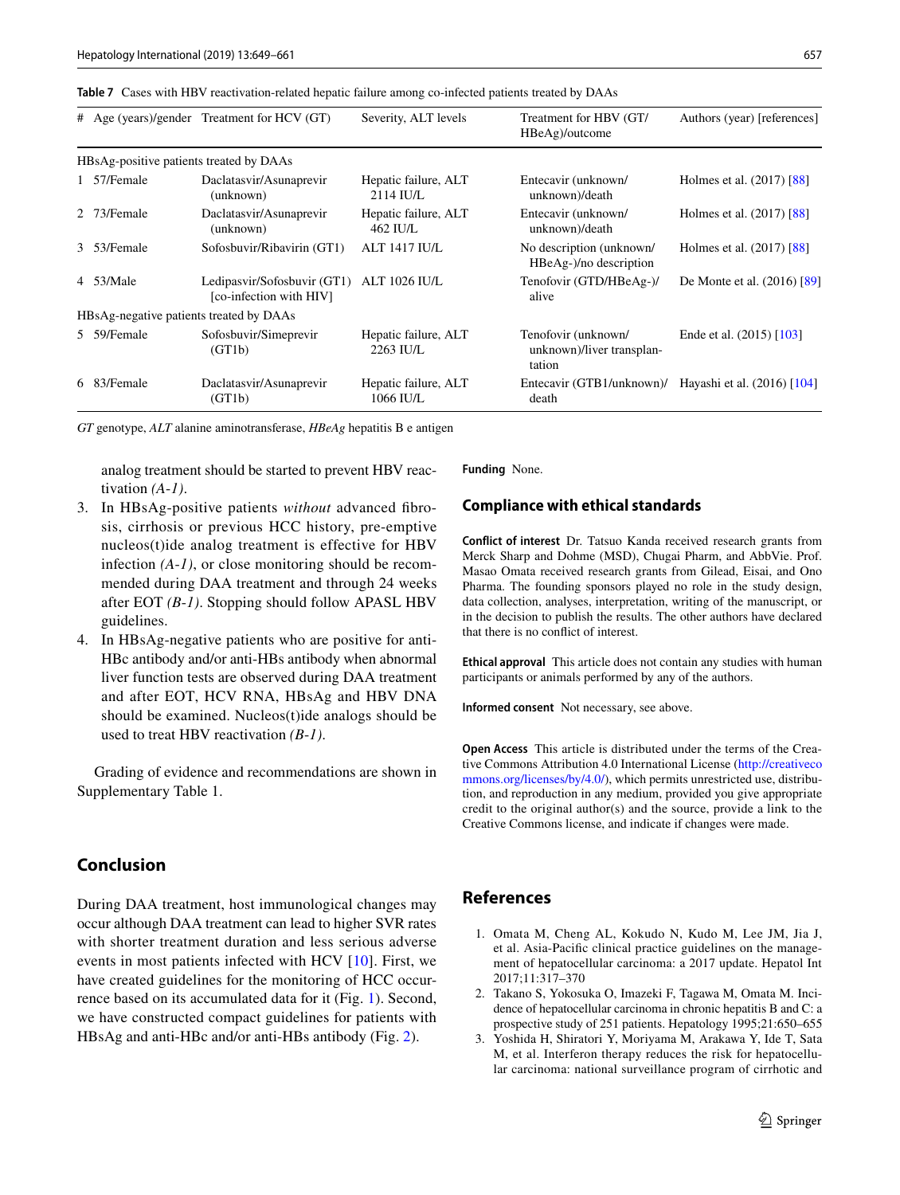**Table 7** Cases with HBV reactivation-related hepatic failure among co-infected patients treated by DAAs

| # | Age (years)/gender | Treatment for HCV (GT) | Severity, ALT levels | Treatment for HBV (GT/HBeAg)/outcome | Authors (year) [references] |
|---|---|---|---|---|---|
| HBsAg-positive patients treated by DAAs | | | | | |
| 1 | 57/Female | Daclatasvir/Asunaprevir (unknown) | Hepatic failure, ALT 2114 IU/L | Entecavir (unknown/unknown)/death | Holmes et al. (2017) [88] |
| 2 | 73/Female | Daclatasvir/Asunaprevir (unknown) | Hepatic failure, ALT 462 IU/L | Entecavir (unknown/unknown)/death | Holmes et al. (2017) [88] |
| 3 | 53/Female | Sofosbuvir/Ribavirin (GT1) | ALT 1417 IU/L | No description (unknown/HBeAg-)/no description | Holmes et al. (2017) [88] |
| 4 | 53/Male | Ledipasvir/Sofosbuvir (GT1) [co-infection with HIV] | ALT 1026 IU/L | Tenofovir (GTD/HBeAg-)/alive | De Monte et al. (2016) [89] |
| HBsAg-negative patients treated by DAAs | | | | | |
| 5 | 59/Female | Sofosbuvir/Simeprevir (GT1b) | Hepatic failure, ALT 2263 IU/L | Tenofovir (unknown/unknown)/liver transplantation | Ende et al. (2015) [103] |
| 6 | 83/Female | Daclatasvir/Asunaprevir (GT1b) | Hepatic failure, ALT 1066 IU/L | Entecavir (GTB1/unknown)/death | Hayashi et al. (2016) [104] |

*GT* genotype, *ALT* alanine aminotransferase, *HBeAg* hepatitis B e antigen

analog treatment should be started to prevent HBV reactivation *(A-1)*.

3. In HBsAg-positive patients *without* advanced fibrosis, cirrhosis or previous HCC history, pre-emptive nucleos(t)ide analog treatment is effective for HBV infection *(A-1)*, or close monitoring should be recommended during DAA treatment and through 24 weeks after EOT *(B-1)*. Stopping should follow APASL HBV guidelines.
4. In HBsAg-negative patients who are positive for anti-HBc antibody and/or anti-HBs antibody when abnormal liver function tests are observed during DAA treatment and after EOT, HCV RNA, HBsAg and HBV DNA should be examined. Nucleos(t)ide analogs should be used to treat HBV reactivation *(B-1)*.

Grading of evidence and recommendations are shown in Supplementary Table 1.

## Conclusion

During DAA treatment, host immunological changes may occur although DAA treatment can lead to higher SVR rates with shorter treatment duration and less serious adverse events in most patients infected with HCV [10]. First, we have created guidelines for the monitoring of HCC occurrence based on its accumulated data for it (Fig. 1). Second, we have constructed compact guidelines for patients with HBsAg and anti-HBc and/or anti-HBs antibody (Fig. 2).

**Funding** None.

## Compliance with ethical standards

**Conflict of interest** Dr. Tatsuo Kanda received research grants from Merck Sharp and Dohme (MSD), Chugai Pharm, and AbbVie. Prof. Masao Omata received research grants from Gilead, Eisai, and Ono Pharma. The founding sponsors played no role in the study design, data collection, analyses, interpretation, writing of the manuscript, or in the decision to publish the results. The other authors have declared that there is no conflict of interest.

**Ethical approval** This article does not contain any studies with human participants or animals performed by any of the authors.

**Informed consent** Not necessary, see above.

**Open Access** This article is distributed under the terms of the Creative Commons Attribution 4.0 International License (http://creativecommons.org/licenses/by/4.0/), which permits unrestricted use, distribution, and reproduction in any medium, provided you give appropriate credit to the original author(s) and the source, provide a link to the Creative Commons license, and indicate if changes were made.

## References

1. Omata M, Cheng AL, Kokudo N, Kudo M, Lee JM, Jia J, et al. Asia-Pacific clinical practice guidelines on the management of hepatocellular carcinoma: a 2017 update. Hepatol Int 2017;11:317–370
2. Takano S, Yokosuka O, Imazeki F, Tagawa M, Omata M. Incidence of hepatocellular carcinoma in chronic hepatitis B and C: a prospective study of 251 patients. Hepatology 1995;21:650–655
3. Yoshida H, Shiratori Y, Moriyama M, Arakawa Y, Ide T, Sata M, et al. Interferon therapy reduces the risk for hepatocellular carcinoma: national surveillance program of cirrhotic and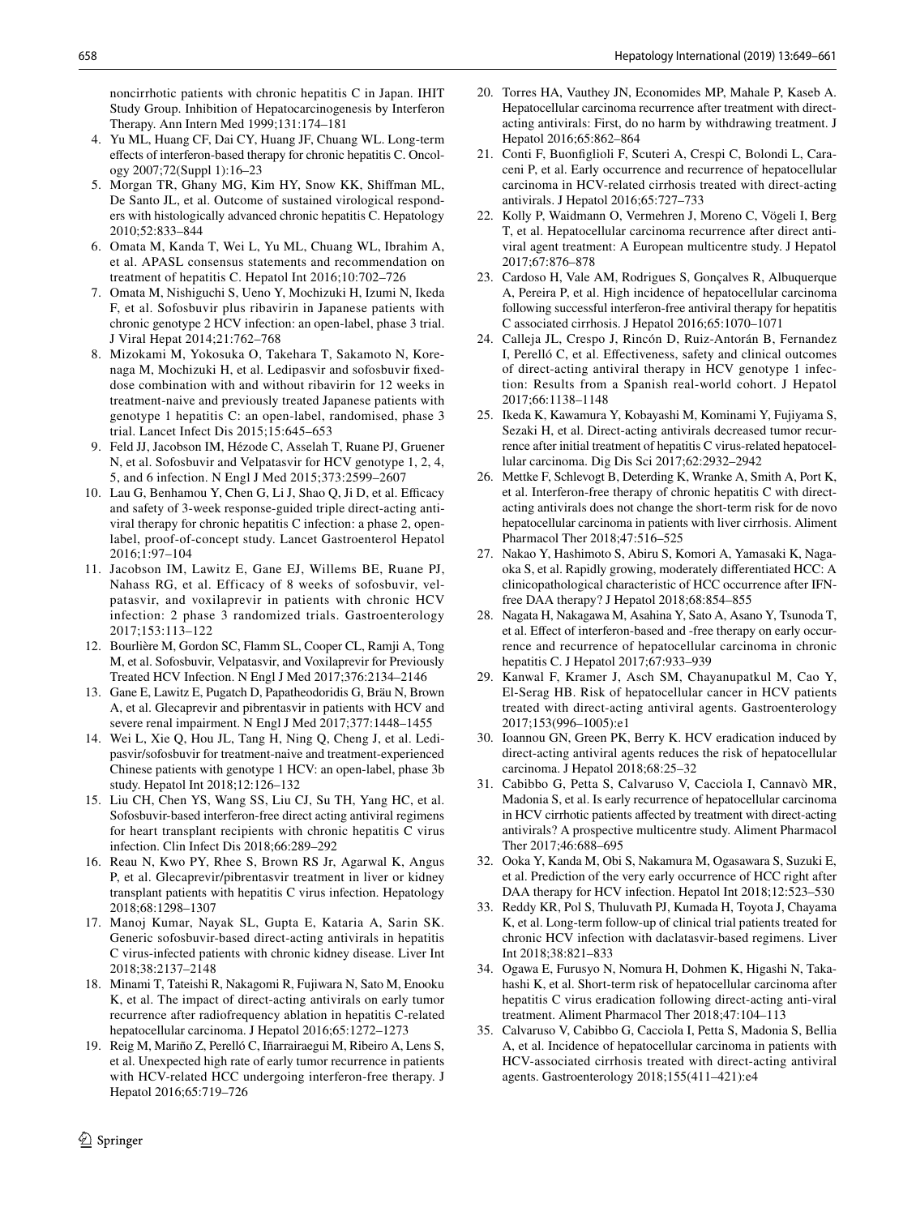noncirrhotic patients with chronic hepatitis C in Japan. IHIT Study Group. Inhibition of Hepatocarcinogenesis by Interferon Therapy. Ann Intern Med 1999;131:174–181

4. Yu ML, Huang CF, Dai CY, Huang JF, Chuang WL. Long-term effects of interferon-based therapy for chronic hepatitis C. Oncology 2007;72(Suppl 1):16–23
5. Morgan TR, Ghany MG, Kim HY, Snow KK, Shiffman ML, De Santo JL, et al. Outcome of sustained virological responders with histologically advanced chronic hepatitis C. Hepatology 2010;52:833–844
6. Omata M, Kanda T, Wei L, Yu ML, Chuang WL, Ibrahim A, et al. APASL consensus statements and recommendation on treatment of hepatitis C. Hepatol Int 2016;10:702–726
7. Omata M, Nishiguchi S, Ueno Y, Mochizuki H, Izumi N, Ikeda F, et al. Sofosbuvir plus ribavirin in Japanese patients with chronic genotype 2 HCV infection: an open-label, phase 3 trial. J Viral Hepat 2014;21:762–768
8. Mizokami M, Yokosuka O, Takehara T, Sakamoto N, Korenaga M, Mochizuki H, et al. Ledipasvir and sofosbuvir fixed-dose combination with and without ribavirin for 12 weeks in treatment-naive and previously treated Japanese patients with genotype 1 hepatitis C: an open-label, randomised, phase 3 trial. Lancet Infect Dis 2015;15:645–653
9. Feld JJ, Jacobson IM, Hézode C, Asselah T, Ruane PJ, Gruener N, et al. Sofosbuvir and Velpatasvir for HCV genotype 1, 2, 4, 5, and 6 infection. N Engl J Med 2015;373:2599–2607
10. Lau G, Benhamou Y, Chen G, Li J, Shao Q, Ji D, et al. Efficacy and safety of 3-week response-guided triple direct-acting antiviral therapy for chronic hepatitis C infection: a phase 2, open-label, proof-of-concept study. Lancet Gastroenterol Hepatol 2016;1:97–104
11. Jacobson IM, Lawitz E, Gane EJ, Willems BE, Ruane PJ, Nahass RG, et al. Efficacy of 8 weeks of sofosbuvir, velpatasvir, and voxilaprevir in patients with chronic HCV infection: 2 phase 3 randomized trials. Gastroenterology 2017;153:113–122
12. Bourlière M, Gordon SC, Flamm SL, Cooper CL, Ramji A, Tong M, et al. Sofosbuvir, Velpatasvir, and Voxilaprevir for Previously Treated HCV Infection. N Engl J Med 2017;376:2134–2146
13. Gane E, Lawitz E, Pugatch D, Papatheodoridis G, Bräu N, Brown A, et al. Glecaprevir and pibrentasvir in patients with HCV and severe renal impairment. N Engl J Med 2017;377:1448–1455
14. Wei L, Xie Q, Hou JL, Tang H, Ning Q, Cheng J, et al. Ledipasvir/sofosbuvir for treatment-naive and treatment-experienced Chinese patients with genotype 1 HCV: an open-label, phase 3b study. Hepatol Int 2018;12:126–132
15. Liu CH, Chen YS, Wang SS, Liu CJ, Su TH, Yang HC, et al. Sofosbuvir-based interferon-free direct acting antiviral regimens for heart transplant recipients with chronic hepatitis C virus infection. Clin Infect Dis 2018;66:289–292
16. Reau N, Kwo PY, Rhee S, Brown RS Jr, Agarwal K, Angus P, et al. Glecaprevir/pibrentasvir treatment in liver or kidney transplant patients with hepatitis C virus infection. Hepatology 2018;68:1298–1307
17. Manoj Kumar, Nayak SL, Gupta E, Kataria A, Sarin SK. Generic sofosbuvir-based direct-acting antivirals in hepatitis C virus-infected patients with chronic kidney disease. Liver Int 2018;38:2137–2148
18. Minami T, Tateishi R, Nakagomi R, Fujiwara N, Sato M, Enooku K, et al. The impact of direct-acting antivirals on early tumor recurrence after radiofrequency ablation in hepatitis C-related hepatocellular carcinoma. J Hepatol 2016;65:1272–1273
19. Reig M, Mariño Z, Perelló C, Iñarrairaegui M, Ribeiro A, Lens S, et al. Unexpected high rate of early tumor recurrence in patients with HCV-related HCC undergoing interferon-free therapy. J Hepatol 2016;65:719–726
20. Torres HA, Vauthey JN, Economides MP, Mahale P, Kaseb A. Hepatocellular carcinoma recurrence after treatment with direct-acting antivirals: First, do no harm by withdrawing treatment. J Hepatol 2016;65:862–864
21. Conti F, Buonfiglioli F, Scuteri A, Crespi C, Bolondi L, Caraceni P, et al. Early occurrence and recurrence of hepatocellular carcinoma in HCV-related cirrhosis treated with direct-acting antivirals. J Hepatol 2016;65:727–733
22. Kolly P, Waidmann O, Vermehren J, Moreno C, Vögeli I, Berg T, et al. Hepatocellular carcinoma recurrence after direct antiviral agent treatment: A European multicentre study. J Hepatol 2017;67:876–878
23. Cardoso H, Vale AM, Rodrigues S, Gonçalves R, Albuquerque A, Pereira P, et al. High incidence of hepatocellular carcinoma following successful interferon-free antiviral therapy for hepatitis C associated cirrhosis. J Hepatol 2016;65:1070–1071
24. Calleja JL, Crespo J, Rincón D, Ruiz-Antorán B, Fernandez I, Perelló C, et al. Effectiveness, safety and clinical outcomes of direct-acting antiviral therapy in HCV genotype 1 infection: Results from a Spanish real-world cohort. J Hepatol 2017;66:1138–1148
25. Ikeda K, Kawamura Y, Kobayashi M, Kominami Y, Fujiyama S, Sezaki H, et al. Direct-acting antivirals decreased tumor recurrence after initial treatment of hepatitis C virus-related hepatocellular carcinoma. Dig Dis Sci 2017;62:2932–2942
26. Mettke F, Schlevogt B, Deterding K, Wranke A, Smith A, Port K, et al. Interferon-free therapy of chronic hepatitis C with direct-acting antivirals does not change the short-term risk for de novo hepatocellular carcinoma in patients with liver cirrhosis. Aliment Pharmacol Ther 2018;47:516–525
27. Nakao Y, Hashimoto S, Abiru S, Komori A, Yamasaki K, Nagaoka S, et al. Rapidly growing, moderately differentiated HCC: A clinicopathological characteristic of HCC occurrence after IFN-free DAA therapy? J Hepatol 2018;68:854–855
28. Nagata H, Nakagawa M, Asahina Y, Sato A, Asano Y, Tsunoda T, et al. Effect of interferon-based and -free therapy on early occurrence and recurrence of hepatocellular carcinoma in chronic hepatitis C. J Hepatol 2017;67:933–939
29. Kanwal F, Kramer J, Asch SM, Chayanupatkul M, Cao Y, El-Serag HB. Risk of hepatocellular cancer in HCV patients treated with direct-acting antiviral agents. Gastroenterology 2017;153(996–1005):e1
30. Ioannou GN, Green PK, Berry K. HCV eradication induced by direct-acting antiviral agents reduces the risk of hepatocellular carcinoma. J Hepatol 2018;68:25–32
31. Cabibbo G, Petta S, Calvaruso V, Cacciola I, Cannavò MR, Madonia S, et al. Is early recurrence of hepatocellular carcinoma in HCV cirrhotic patients affected by treatment with direct-acting antivirals? A prospective multicentre study. Aliment Pharmacol Ther 2017;46:688–695
32. Ooka Y, Kanda M, Obi S, Nakamura M, Ogasawara S, Suzuki E, et al. Prediction of the very early occurrence of HCC right after DAA therapy for HCV infection. Hepatol Int 2018;12:523–530
33. Reddy KR, Pol S, Thuluvath PJ, Kumada H, Toyota J, Chayama K, et al. Long-term follow-up of clinical trial patients treated for chronic HCV infection with daclatasvir-based regimens. Liver Int 2018;38:821–833
34. Ogawa E, Furusyo N, Nomura H, Dohmen K, Higashi N, Takahashi K, et al. Short-term risk of hepatocellular carcinoma after hepatitis C virus eradication following direct-acting anti-viral treatment. Aliment Pharmacol Ther 2018;47:104–113
35. Calvaruso V, Cabibbo G, Cacciola I, Petta S, Madonia S, Bellia A, et al. Incidence of hepatocellular carcinoma in patients with HCV-associated cirrhosis treated with direct-acting antiviral agents. Gastroenterology 2018;155(411–421):e4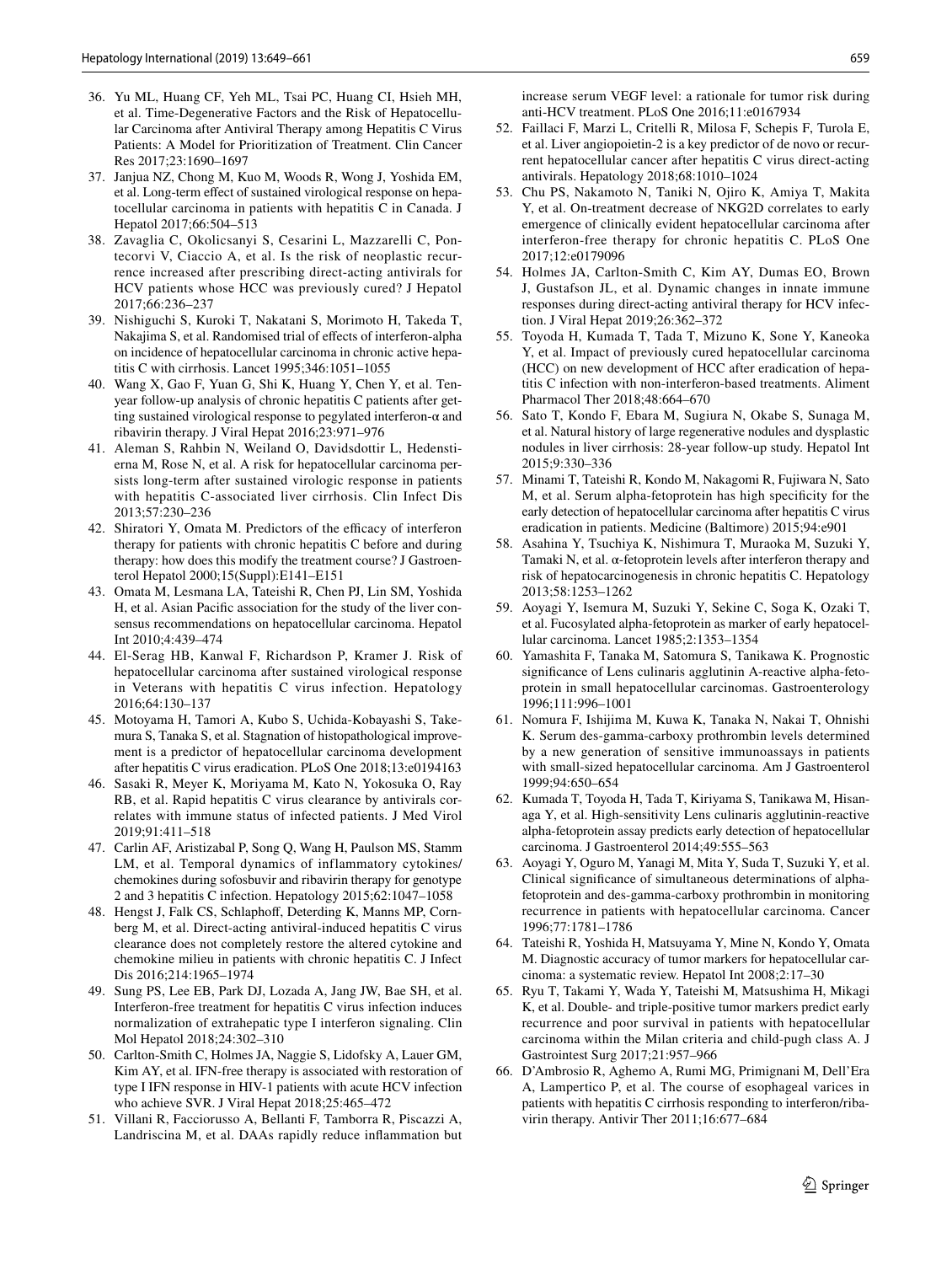36. Yu ML, Huang CF, Yeh ML, Tsai PC, Huang CI, Hsieh MH, et al. Time-Degenerative Factors and the Risk of Hepatocellular Carcinoma after Antiviral Therapy among Hepatitis C Virus Patients: A Model for Prioritization of Treatment. Clin Cancer Res 2017;23:1690–1697
37. Janjua NZ, Chong M, Kuo M, Woods R, Wong J, Yoshida EM, et al. Long-term effect of sustained virological response on hepatocellular carcinoma in patients with hepatitis C in Canada. J Hepatol 2017;66:504–513
38. Zavaglia C, Okolicsanyi S, Cesarini L, Mazzarelli C, Pontecorvi V, Ciaccio A, et al. Is the risk of neoplastic recurrence increased after prescribing direct-acting antivirals for HCV patients whose HCC was previously cured? J Hepatol 2017;66:236–237
39. Nishiguchi S, Kuroki T, Nakatani S, Morimoto H, Takeda T, Nakajima S, et al. Randomised trial of effects of interferon-alpha on incidence of hepatocellular carcinoma in chronic active hepatitis C with cirrhosis. Lancet 1995;346:1051–1055
40. Wang X, Gao F, Yuan G, Shi K, Huang Y, Chen Y, et al. Ten-year follow-up analysis of chronic hepatitis C patients after getting sustained virological response to pegylated interferon-α and ribavirin therapy. J Viral Hepat 2016;23:971–976
41. Aleman S, Rahbin N, Weiland O, Davidsdottir L, Hedenstierna M, Rose N, et al. A risk for hepatocellular carcinoma persists long-term after sustained virologic response in patients with hepatitis C-associated liver cirrhosis. Clin Infect Dis 2013;57:230–236
42. Shiratori Y, Omata M. Predictors of the efficacy of interferon therapy for patients with chronic hepatitis C before and during therapy: how does this modify the treatment course? J Gastroenterol Hepatol 2000;15(Suppl):E141–E151
43. Omata M, Lesmana LA, Tateishi R, Chen PJ, Lin SM, Yoshida H, et al. Asian Pacific association for the study of the liver consensus recommendations on hepatocellular carcinoma. Hepatol Int 2010;4:439–474
44. El-Serag HB, Kanwal F, Richardson P, Kramer J. Risk of hepatocellular carcinoma after sustained virological response in Veterans with hepatitis C virus infection. Hepatology 2016;64:130–137
45. Motoyama H, Tamori A, Kubo S, Uchida-Kobayashi S, Takemura S, Tanaka S, et al. Stagnation of histopathological improvement is a predictor of hepatocellular carcinoma development after hepatitis C virus eradication. PLoS One 2018;13:e0194163
46. Sasaki R, Meyer K, Moriyama M, Kato N, Yokosuka O, Ray RB, et al. Rapid hepatitis C virus clearance by antivirals correlates with immune status of infected patients. J Med Virol 2019;91:411–518
47. Carlin AF, Aristizabal P, Song Q, Wang H, Paulson MS, Stamm LM, et al. Temporal dynamics of inflammatory cytokines/chemokines during sofosbuvir and ribavirin therapy for genotype 2 and 3 hepatitis C infection. Hepatology 2015;62:1047–1058
48. Hengst J, Falk CS, Schlaphoff, Deterding K, Manns MP, Cornberg M, et al. Direct-acting antiviral-induced hepatitis C virus clearance does not completely restore the altered cytokine and chemokine milieu in patients with chronic hepatitis C. J Infect Dis 2016;214:1965–1974
49. Sung PS, Lee EB, Park DJ, Lozada A, Jang JW, Bae SH, et al. Interferon-free treatment for hepatitis C virus infection induces normalization of extrahepatic type I interferon signaling. Clin Mol Hepatol 2018;24:302–310
50. Carlton-Smith C, Holmes JA, Naggie S, Lidofsky A, Lauer GM, Kim AY, et al. IFN-free therapy is associated with restoration of type I IFN response in HIV-1 patients with acute HCV infection who achieve SVR. J Viral Hepat 2018;25:465–472
51. Villani R, Facciorusso A, Bellanti F, Tamborra R, Piscazzi A, Landriscina M, et al. DAAs rapidly reduce inflammation but increase serum VEGF level: a rationale for tumor risk during anti-HCV treatment. PLoS One 2016;11:e0167934
52. Faillaci F, Marzi L, Critelli R, Milosa F, Schepis F, Turola E, et al. Liver angiopoietin-2 is a key predictor of de novo or recurrent hepatocellular cancer after hepatitis C virus direct-acting antivirals. Hepatology 2018;68:1010–1024
53. Chu PS, Nakamoto N, Taniki N, Ojiro K, Amiya T, Makita Y, et al. On-treatment decrease of NKG2D correlates to early emergence of clinically evident hepatocellular carcinoma after interferon-free therapy for chronic hepatitis C. PLoS One 2017;12:e0179096
54. Holmes JA, Carlton-Smith C, Kim AY, Dumas EO, Brown J, Gustafson JL, et al. Dynamic changes in innate immune responses during direct-acting antiviral therapy for HCV infection. J Viral Hepat 2019;26:362–372
55. Toyoda H, Kumada T, Tada T, Mizuno K, Sone Y, Kaneoka Y, et al. Impact of previously cured hepatocellular carcinoma (HCC) on new development of HCC after eradication of hepatitis C infection with non-interferon-based treatments. Aliment Pharmacol Ther 2018;48:664–670
56. Sato T, Kondo F, Ebara M, Sugiura N, Okabe S, Sunaga M, et al. Natural history of large regenerative nodules and dysplastic nodules in liver cirrhosis: 28-year follow-up study. Hepatol Int 2015;9:330–336
57. Minami T, Tateishi R, Kondo M, Nakagomi R, Fujiwara N, Sato M, et al. Serum alpha-fetoprotein has high specificity for the early detection of hepatocellular carcinoma after hepatitis C virus eradication in patients. Medicine (Baltimore) 2015;94:e901
58. Asahina Y, Tsuchiya K, Nishimura T, Muraoka M, Suzuki Y, Tamaki N, et al. α-fetoprotein levels after interferon therapy and risk of hepatocarcinogenesis in chronic hepatitis C. Hepatology 2013;58:1253–1262
59. Aoyagi Y, Isemura M, Suzuki Y, Sekine C, Soga K, Ozaki T, et al. Fucosylated alpha-fetoprotein as marker of early hepatocellular carcinoma. Lancet 1985;2:1353–1354
60. Yamashita F, Tanaka M, Satomura S, Tanikawa K. Prognostic significance of Lens culinaris agglutinin A-reactive alpha-fetoprotein in small hepatocellular carcinomas. Gastroenterology 1996;111:996–1001
61. Nomura F, Ishijima M, Kuwa K, Tanaka N, Nakai T, Ohnishi K. Serum des-gamma-carboxy prothrombin levels determined by a new generation of sensitive immunoassays in patients with small-sized hepatocellular carcinoma. Am J Gastroenterol 1999;94:650–654
62. Kumada T, Toyoda H, Tada T, Kiriyama S, Tanikawa M, Hisanaga Y, et al. High-sensitivity Lens culinaris agglutinin-reactive alpha-fetoprotein assay predicts early detection of hepatocellular carcinoma. J Gastroenterol 2014;49:555–563
63. Aoyagi Y, Oguro M, Yanagi M, Mita Y, Suda T, Suzuki Y, et al. Clinical significance of simultaneous determinations of alpha-fetoprotein and des-gamma-carboxy prothrombin in monitoring recurrence in patients with hepatocellular carcinoma. Cancer 1996;77:1781–1786
64. Tateishi R, Yoshida H, Matsuyama Y, Mine N, Kondo Y, Omata M. Diagnostic accuracy of tumor markers for hepatocellular carcinoma: a systematic review. Hepatol Int 2008;2:17–30
65. Ryu T, Takami Y, Wada Y, Tateishi M, Matsushima H, Mikagi K, et al. Double- and triple-positive tumor markers predict early recurrence and poor survival in patients with hepatocellular carcinoma within the Milan criteria and child-pugh class A. J Gastrointest Surg 2017;21:957–966
66. D'Ambrosio R, Aghemo A, Rumi MG, Primignani M, Dell'Era A, Lampertico P, et al. The course of esophageal varices in patients with hepatitis C cirrhosis responding to interferon/ribavirin therapy. Antivir Ther 2011;16:677–684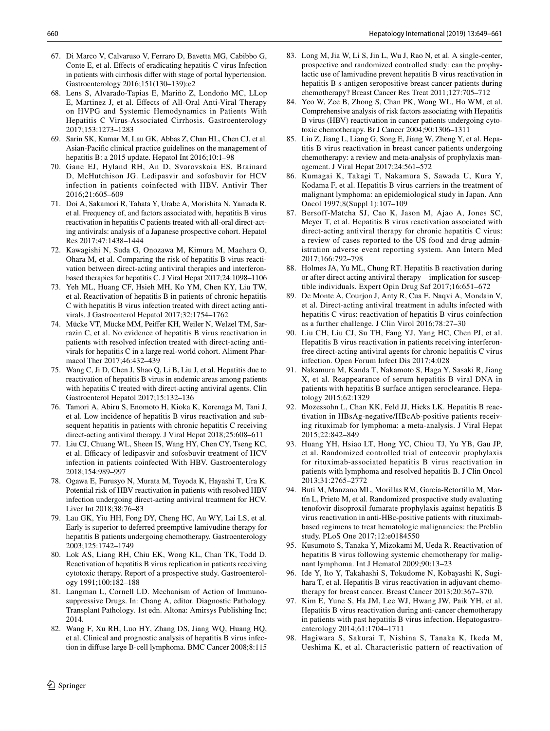67. Di Marco V, Calvaruso V, Ferraro D, Bavetta MG, Cabibbo G, Conte E, et al. Effects of eradicating hepatitis C virus Infection in patients with cirrhosis differ with stage of portal hypertension. Gastroenterology 2016;151(130–139):e2
68. Lens S, Alvarado-Tapias E, Mariño Z, Londoño MC, LLop E, Martinez J, et al. Effects of All-Oral Anti-Viral Therapy on HVPG and Systemic Hemodynamics in Patients With Hepatitis C Virus-Associated Cirrhosis. Gastroenterology 2017;153:1273–1283
69. Sarin SK, Kumar M, Lau GK, Abbas Z, Chan HL, Chen CJ, et al. Asian-Pacific clinical practice guidelines on the management of hepatitis B: a 2015 update. Hepatol Int 2016;10:1–98
70. Gane EJ, Hyland RH, An D, Svarovskaia ES, Brainard D, McHutchison JG. Ledipasvir and sofosbuvir for HCV infection in patients coinfected with HBV. Antivir Ther 2016;21:605–609
71. Doi A, Sakamori R, Tahata Y, Urabe A, Morishita N, Yamada R, et al. Frequency of, and factors associated with, hepatitis B virus reactivation in hepatitis C patients treated with all-oral direct-acting antivirals: analysis of a Japanese prospective cohort. Hepatol Res 2017;47:1438–1444
72. Kawagishi N, Suda G, Onozawa M, Kimura M, Maehara O, Ohara M, et al. Comparing the risk of hepatitis B virus reactivation between direct-acting antiviral therapies and interferon-based therapies for hepatitis C. J Viral Hepat 2017;24:1098–1106
73. Yeh ML, Huang CF, Hsieh MH, Ko YM, Chen KY, Liu TW, et al. Reactivation of hepatitis B in patients of chronic hepatitis C with hepatitis B virus infection treated with direct acting antivirals. J Gastroenterol Hepatol 2017;32:1754–1762
74. Mücke VT, Mücke MM, Peiffer KH, Weiler N, Welzel TM, Sarrazin C, et al. No evidence of hepatitis B virus reactivation in patients with resolved infection treated with direct-acting antivirals for hepatitis C in a large real-world cohort. Aliment Pharmacol Ther 2017;46:432–439
75. Wang C, Ji D, Chen J, Shao Q, Li B, Liu J, et al. Hepatitis due to reactivation of hepatitis B virus in endemic areas among patients with hepatitis C treated with direct-acting antiviral agents. Clin Gastroenterol Hepatol 2017;15:132–136
76. Tamori A, Abiru S, Enomoto H, Kioka K, Korenaga M, Tani J, et al. Low incidence of hepatitis B virus reactivation and subsequent hepatitis in patients with chronic hepatitis C receiving direct-acting antiviral therapy. J Viral Hepat 2018;25:608–611
77. Liu CJ, Chuang WL, Sheen IS, Wang HY, Chen CY, Tseng KC, et al. Efficacy of ledipasvir and sofosbuvir treatment of HCV infection in patients coinfected With HBV. Gastroenterology 2018;154:989–997
78. Ogawa E, Furusyo N, Murata M, Toyoda K, Hayashi T, Ura K. Potential risk of HBV reactivation in patients with resolved HBV infection undergoing direct-acting antiviral treatment for HCV. Liver Int 2018;38:76–83
79. Lau GK, Yiu HH, Fong DY, Cheng HC, Au WY, Lai LS, et al. Early is superior to deferred preemptive lamivudine therapy for hepatitis B patients undergoing chemotherapy. Gastroenterology 2003;125:1742–1749
80. Lok AS, Liang RH, Chiu EK, Wong KL, Chan TK, Todd D. Reactivation of hepatitis B virus replication in patients receiving cytotoxic therapy. Report of a prospective study. Gastroenterology 1991;100:182–188
81. Langman L, Cornell LD. Mechanism of Action of Immunosuppressive Drugs. In: Chang A, editor. Diagnostic Pathology. Transplant Pathology. 1st edn. Altona: Amirsys Publishing Inc; 2014.
82. Wang F, Xu RH, Luo HY, Zhang DS, Jiang WQ, Huang HQ, et al. Clinical and prognostic analysis of hepatitis B virus infection in diffuse large B-cell lymphoma. BMC Cancer 2008;8:115
83. Long M, Jia W, Li S, Jin L, Wu J, Rao N, et al. A single-center, prospective and randomized controlled study: can the prophylactic use of lamivudine prevent hepatitis B virus reactivation in hepatitis B s-antigen seropositive breast cancer patients during chemotherapy? Breast Cancer Res Treat 2011;127:705–712
84. Yeo W, Zee B, Zhong S, Chan PK, Wong WL, Ho WM, et al. Comprehensive analysis of risk factors associating with Hepatitis B virus (HBV) reactivation in cancer patients undergoing cytotoxic chemotherapy. Br J Cancer 2004;90:1306–1311
85. Liu Z, Jiang L, Liang G, Song E, Jiang W, Zheng Y, et al. Hepatitis B virus reactivation in breast cancer patients undergoing chemotherapy: a review and meta-analysis of prophylaxis management. J Viral Hepat 2017;24:561–572
86. Kumagai K, Takagi T, Nakamura S, Sawada U, Kura Y, Kodama F, et al. Hepatitis B virus carriers in the treatment of malignant lymphoma: an epidemiological study in Japan. Ann Oncol 1997;8(Suppl 1):107–109
87. Bersoff-Matcha SJ, Cao K, Jason M, Ajao A, Jones SC, Meyer T, et al. Hepatitis B virus reactivation associated with direct-acting antiviral therapy for chronic hepatitis C virus: a review of cases reported to the US food and drug administration adverse event reporting system. Ann Intern Med 2017;166:792–798
88. Holmes JA, Yu ML, Chung RT. Hepatitis B reactivation during or after direct acting antiviral therapy—implication for susceptible individuals. Expert Opin Drug Saf 2017;16:651–672
89. De Monte A, Courjon J, Anty R, Cua E, Naqvi A, Mondain V, et al. Direct-acting antiviral treatment in adults infected with hepatitis C virus: reactivation of hepatitis B virus coinfection as a further challenge. J Clin Virol 2016;78:27–30
90. Liu CH, Liu CJ, Su TH, Fang YJ, Yang HC, Chen PJ, et al. Hepatitis B virus reactivation in patients receiving interferon-free direct-acting antiviral agents for chronic hepatitis C virus infection. Open Forum Infect Dis 2017;4:028
91. Nakamura M, Kanda T, Nakamoto S, Haga Y, Sasaki R, Jiang X, et al. Reappearance of serum hepatitis B viral DNA in patients with hepatitis B surface antigen seroclearance. Hepatology 2015;62:1329
92. Mozessohn L, Chan KK, Feld JJ, Hicks LK. Hepatitis B reactivation in HBsAg-negative/HBcAb-positive patients receiving rituximab for lymphoma: a meta-analysis. J Viral Hepat 2015;22:842–849
93. Huang YH, Hsiao LT, Hong YC, Chiou TJ, Yu YB, Gau JP, et al. Randomized controlled trial of entecavir prophylaxis for rituximab-associated hepatitis B virus reactivation in patients with lymphoma and resolved hepatitis B. J Clin Oncol 2013;31:2765–2772
94. Buti M, Manzano ML, Morillas RM, García-Retortillo M, Martín L, Prieto M, et al. Randomized prospective study evaluating tenofovir disoproxil fumarate prophylaxis against hepatitis B virus reactivation in anti-HBc-positive patients with rituximab-based regimens to treat hematologic malignancies: the Preblin study. PLoS One 2017;12:e0184550
95. Kusumoto S, Tanaka Y, Mizokami M, Ueda R. Reactivation of hepatitis B virus following systemic chemotherapy for malignant lymphoma. Int J Hematol 2009;90:13–23
96. Ide Y, Ito Y, Takahashi S, Tokudome N, Kobayashi K, Sugihara T, et al. Hepatitis B virus reactivation in adjuvant chemotherapy for breast cancer. Breast Cancer 2013;20:367–370.
97. Kim E, Yune S, Ha JM, Lee WJ, Hwang JW, Paik YH, et al. Hepatitis B virus reactivation during anti-cancer chemotherapy in patients with past hepatitis B virus infection. Hepatogastroenterology 2014;61:1704–1711
98. Hagiwara S, Sakurai T, Nishina S, Tanaka K, Ikeda M, Ueshima K, et al. Characteristic pattern of reactivation of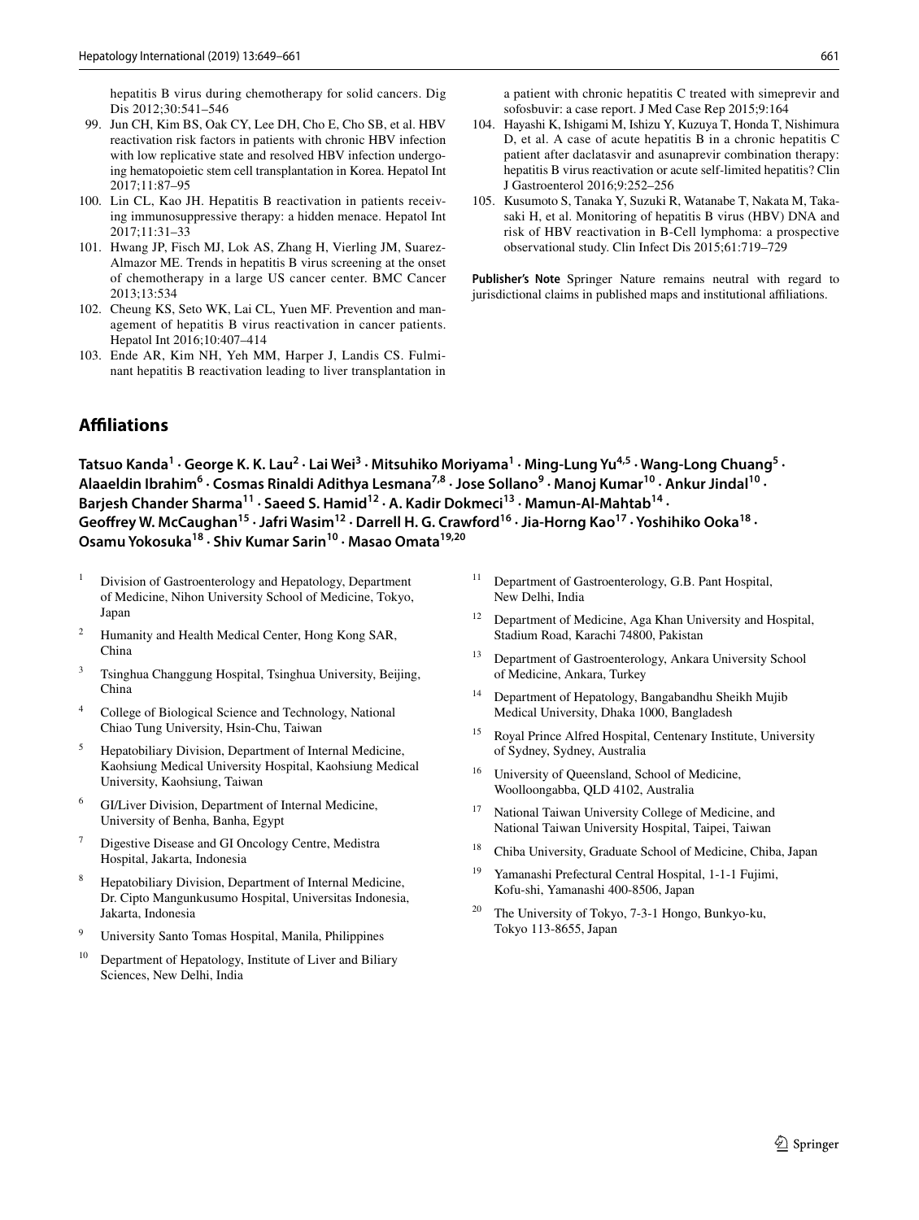hepatitis B virus during chemotherapy for solid cancers. Dig Dis 2012;30:541–546

99. Jun CH, Kim BS, Oak CY, Lee DH, Cho E, Cho SB, et al. HBV reactivation risk factors in patients with chronic HBV infection with low replicative state and resolved HBV infection undergoing hematopoietic stem cell transplantation in Korea. Hepatol Int 2017;11:87–95
100. Lin CL, Kao JH. Hepatitis B reactivation in patients receiving immunosuppressive therapy: a hidden menace. Hepatol Int 2017;11:31–33
101. Hwang JP, Fisch MJ, Lok AS, Zhang H, Vierling JM, Suarez-Almazor ME. Trends in hepatitis B virus screening at the onset of chemotherapy in a large US cancer center. BMC Cancer 2013;13:534
102. Cheung KS, Seto WK, Lai CL, Yuen MF. Prevention and management of hepatitis B virus reactivation in cancer patients. Hepatol Int 2016;10:407–414
103. Ende AR, Kim NH, Yeh MM, Harper J, Landis CS. Fulminant hepatitis B reactivation leading to liver transplantation in a patient with chronic hepatitis C treated with simeprevir and sofosbuvir: a case report. J Med Case Rep 2015;9:164
104. Hayashi K, Ishigami M, Ishizu Y, Kuzuya T, Honda T, Nishimura D, et al. A case of acute hepatitis B in a chronic hepatitis C patient after daclatasvir and asunaprevir combination therapy: hepatitis B virus reactivation or acute self-limited hepatitis? Clin J Gastroenterol 2016;9:252–256
105. Kusumoto S, Tanaka Y, Suzuki R, Watanabe T, Nakata M, Takasaki H, et al. Monitoring of hepatitis B virus (HBV) DNA and risk of HBV reactivation in B-Cell lymphoma: a prospective observational study. Clin Infect Dis 2015;61:719–729

**Publisher's Note** Springer Nature remains neutral with regard to jurisdictional claims in published maps and institutional affiliations.

## Affiliations

**Tatsuo Kanda[1] · George K. K. Lau[2] · Lai Wei[3] · Mitsuhiko Moriyama[1] · Ming-Lung Yu[4,5] · Wang-Long Chuang[5] · Alaaeldin Ibrahim[6] · Cosmas Rinaldi Adithya Lesmana[7,8] · Jose Sollano[9] · Manoj Kumar[10] · Ankur Jindal[10] · Barjesh Chander Sharma[11] · Saeed S. Hamid[12] · A. Kadir Dokmeci[13] · Mamun-Al-Mahtab[14] · Geoffrey W. McCaughan[15] · Jafri Wasim[12] · Darrell H. G. Crawford[16] · Jia-Horng Kao[17] · Yoshihiko Ooka[18] · Osamu Yokosuka[18] · Shiv Kumar Sarin[10] · Masao Omata[19,20]**

[1] Division of Gastroenterology and Hepatology, Department of Medicine, Nihon University School of Medicine, Tokyo, Japan

[2] Humanity and Health Medical Center, Hong Kong SAR, China

[3] Tsinghua Changgung Hospital, Tsinghua University, Beijing, China

[4] College of Biological Science and Technology, National Chiao Tung University, Hsin-Chu, Taiwan

[5] Hepatobiliary Division, Department of Internal Medicine, Kaohsiung Medical University Hospital, Kaohsiung Medical University, Kaohsiung, Taiwan

[6] GI/Liver Division, Department of Internal Medicine, University of Benha, Banha, Egypt

[7] Digestive Disease and GI Oncology Centre, Medistra Hospital, Jakarta, Indonesia

[8] Hepatobiliary Division, Department of Internal Medicine, Dr. Cipto Mangunkusumo Hospital, Universitas Indonesia, Jakarta, Indonesia

[9] University Santo Tomas Hospital, Manila, Philippines

[10] Department of Hepatology, Institute of Liver and Biliary Sciences, New Delhi, India

[11] Department of Gastroenterology, G.B. Pant Hospital, New Delhi, India

[12] Department of Medicine, Aga Khan University and Hospital, Stadium Road, Karachi 74800, Pakistan

[13] Department of Gastroenterology, Ankara University School of Medicine, Ankara, Turkey

[14] Department of Hepatology, Bangabandhu Sheikh Mujib Medical University, Dhaka 1000, Bangladesh

[15] Royal Prince Alfred Hospital, Centenary Institute, University of Sydney, Sydney, Australia

[16] University of Queensland, School of Medicine, Woolloongabba, QLD 4102, Australia

[17] National Taiwan University College of Medicine, and National Taiwan University Hospital, Taipei, Taiwan

[18] Chiba University, Graduate School of Medicine, Chiba, Japan

[19] Yamanashi Prefectural Central Hospital, 1-1-1 Fujimi, Kofu-shi, Yamanashi 400-8506, Japan

[20] The University of Tokyo, 7-3-1 Hongo, Bunkyo-ku, Tokyo 113-8655, Japan